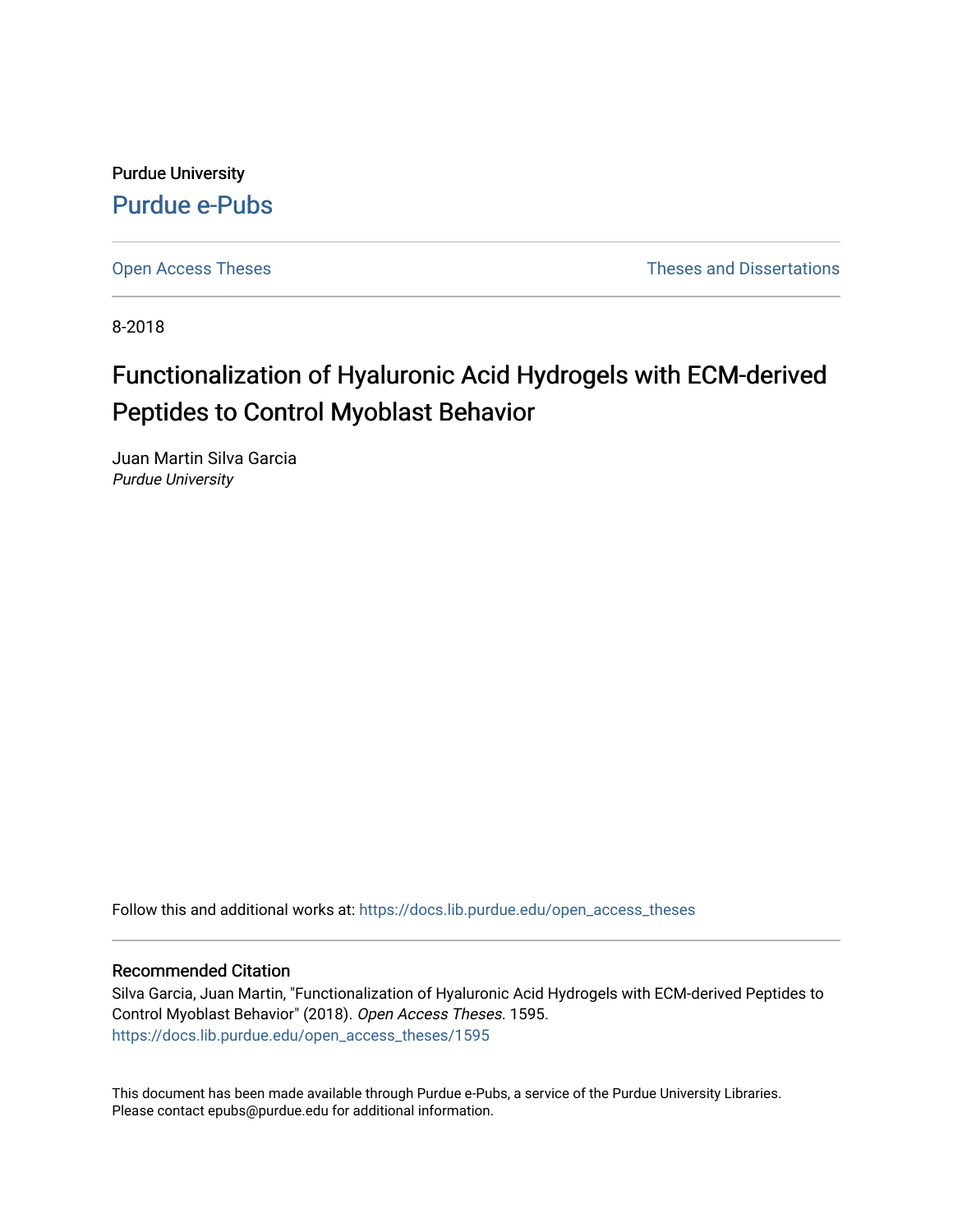Purdue University

Purdue e-Pubs

Open Access Theses

Theses and Dissertations

8-2018

# Functionalization of Hyaluronic Acid Hydrogels with ECM-derived Peptides to Control Myoblast Behavior

Juan Martin Silva Garcia
*Purdue University*

Follow this and additional works at: https://docs.lib.purdue.edu/open_access_theses

## Recommended Citation

Silva Garcia, Juan Martin, "Functionalization of Hyaluronic Acid Hydrogels with ECM-derived Peptides to Control Myoblast Behavior" (2018). *Open Access Theses*. 1595.
https://docs.lib.purdue.edu/open_access_theses/1595

This document has been made available through Purdue e-Pubs, a service of the Purdue University Libraries. Please contact epubs@purdue.edu for additional information.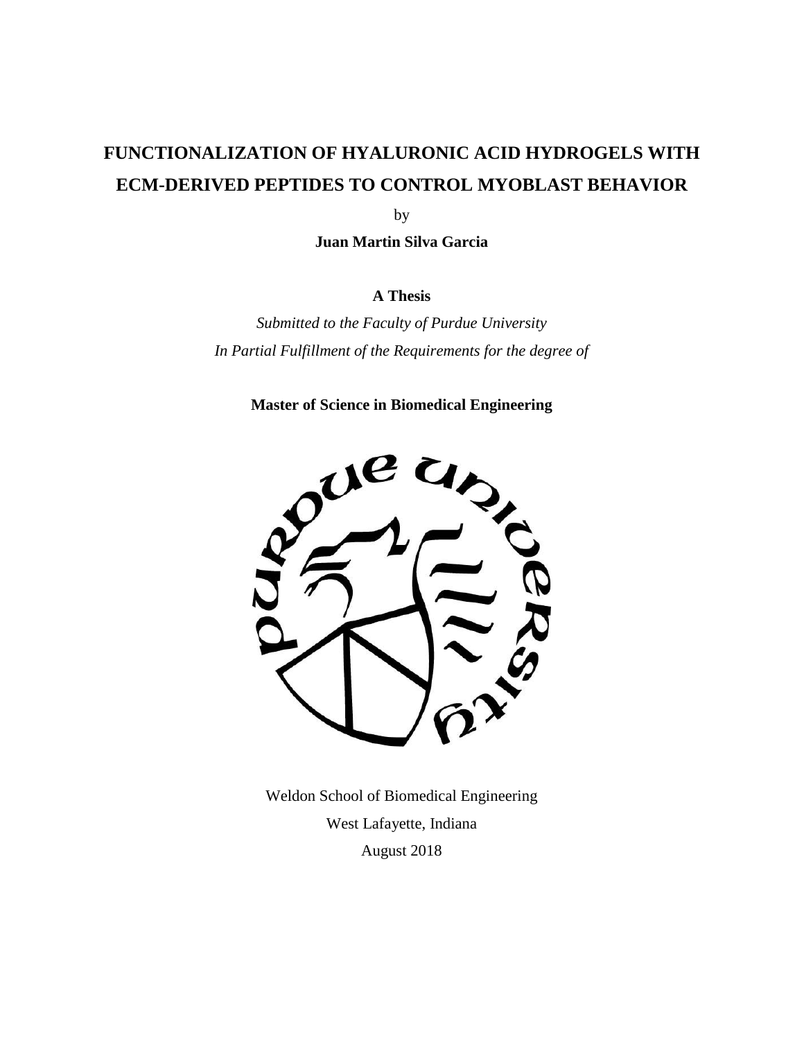# FUNCTIONALIZATION OF HYALURONIC ACID HYDROGELS WITH ECM-DERIVED PEPTIDES TO CONTROL MYOBLAST BEHAVIOR

by

**Juan Martin Silva Garcia**

**A Thesis**

*Submitted to the Faculty of Purdue University*
*In Partial Fulfillment of the Requirements for the degree of*

**Master of Science in Biomedical Engineering**

Weldon School of Biomedical Engineering
West Lafayette, Indiana
August 2018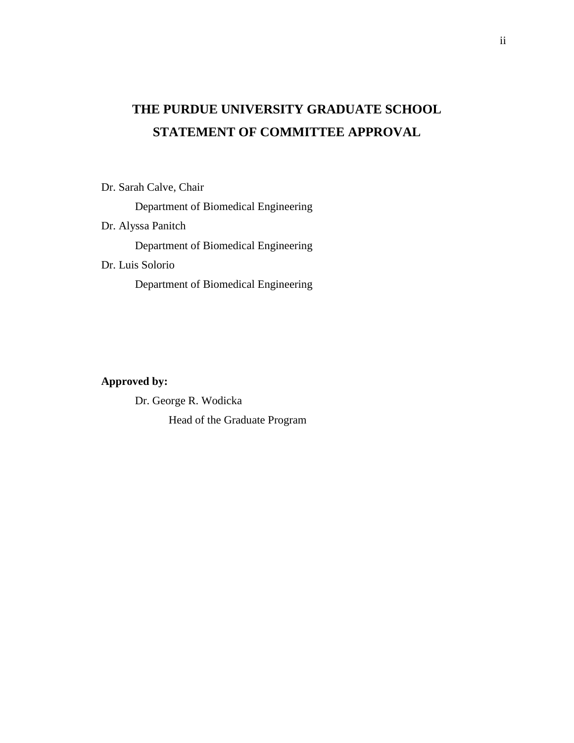# THE PURDUE UNIVERSITY GRADUATE SCHOOL
# STATEMENT OF COMMITTEE APPROVAL

Dr. Sarah Calve, Chair

Department of Biomedical Engineering

Dr. Alyssa Panitch

Department of Biomedical Engineering

Dr. Luis Solorio

Department of Biomedical Engineering

**Approved by:**

Dr. George R. Wodicka

Head of the Graduate Program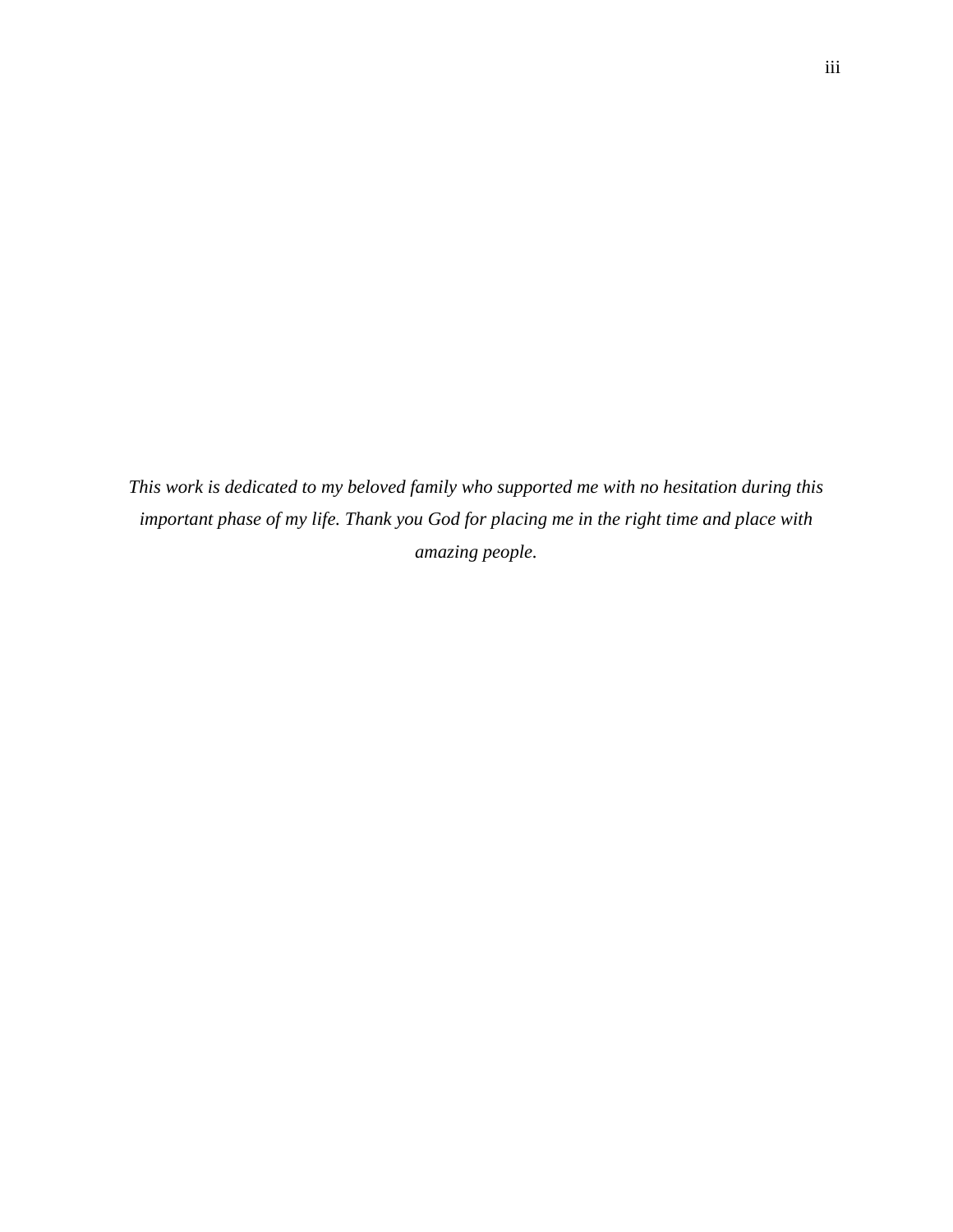*This work is dedicated to my beloved family who supported me with no hesitation during this important phase of my life. Thank you God for placing me in the right time and place with amazing people.*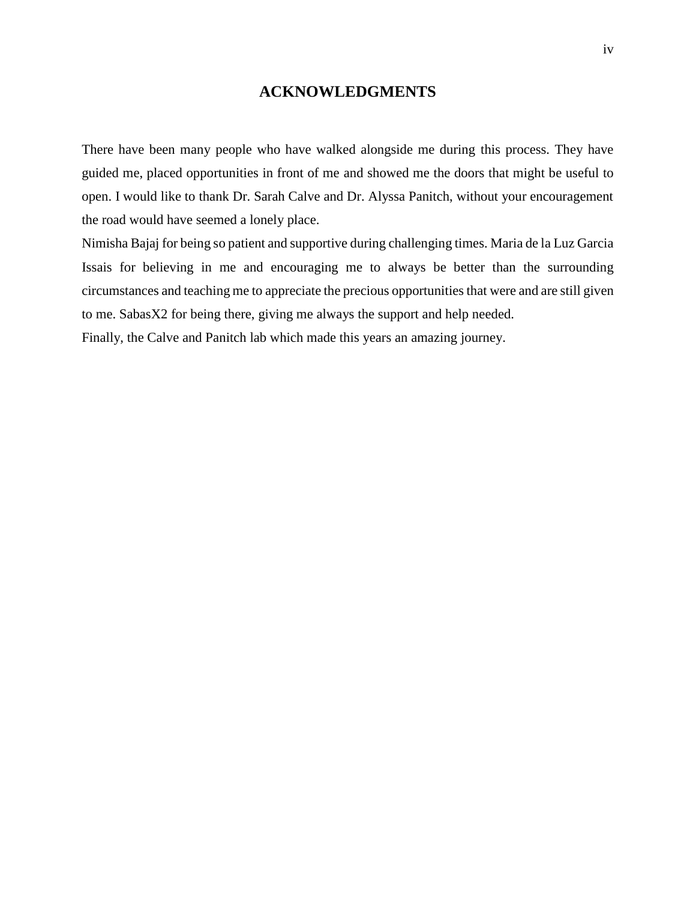# ACKNOWLEDGMENTS

There have been many people who have walked alongside me during this process. They have guided me, placed opportunities in front of me and showed me the doors that might be useful to open. I would like to thank Dr. Sarah Calve and Dr. Alyssa Panitch, without your encouragement the road would have seemed a lonely place.

Nimisha Bajaj for being so patient and supportive during challenging times. Maria de la Luz Garcia Issais for believing in me and encouraging me to always be better than the surrounding circumstances and teaching me to appreciate the precious opportunities that were and are still given to me. SabasX2 for being there, giving me always the support and help needed.

Finally, the Calve and Panitch lab which made this years an amazing journey.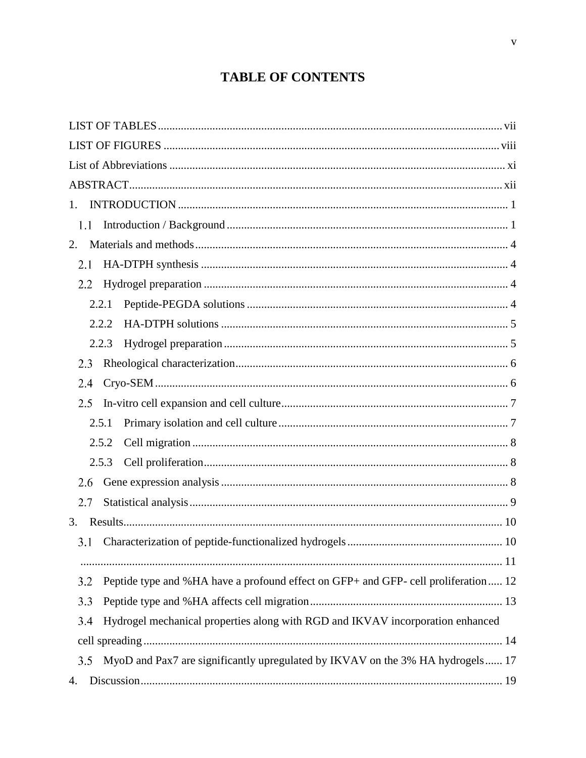# TABLE OF CONTENTS

LIST OF TABLES ........................................................................................................................ vii

LIST OF FIGURES ..................................................................................................................... viii

List of Abbreviations ..................................................................................................................... xi

ABSTRACT ................................................................................................................................. xii

1. INTRODUCTION ..................................................................................................................... 1

   1.1 Introduction / Background ................................................................................................... 1

2. Materials and methods ............................................................................................................... 4

   2.1 HA-DTPH synthesis ............................................................................................................. 4

   2.2 Hydrogel preparation ............................................................................................................ 4

      2.2.1 Peptide-PEGDA solutions ............................................................................................. 4

      2.2.2 HA-DTPH solutions ...................................................................................................... 5

      2.2.3 Hydrogel preparation ..................................................................................................... 5

   2.3 Rheological characterization ................................................................................................ 6

   2.4 Cryo-SEM ............................................................................................................................. 6

   2.5 In-vitro cell expansion and cell culture ................................................................................ 7

      2.5.1 Primary isolation and cell culture .................................................................................. 7

      2.5.2 Cell migration ................................................................................................................ 8

      2.5.3 Cell proliferation ............................................................................................................ 8

   2.6 Gene expression analysis ..................................................................................................... 8

   2.7 Statistical analysis ................................................................................................................ 9

3. Results ...................................................................................................................................... 10

   3.1 Characterization of peptide-functionalized hydrogels ........................................................ 10

   ........................................................................................................................................ 11

   3.2 Peptide type and %HA have a profound effect on GFP+ and GFP- cell proliferation ..... 12

   3.3 Peptide type and %HA affects cell migration .................................................................... 13

   3.4 Hydrogel mechanical properties along with RGD and IKVAV incorporation enhanced cell spreading ......................................................................................................................... 14

   3.5 MyoD and Pax7 are significantly upregulated by IKVAV on the 3% HA hydrogels ...... 17

4. Discussion ................................................................................................................................ 19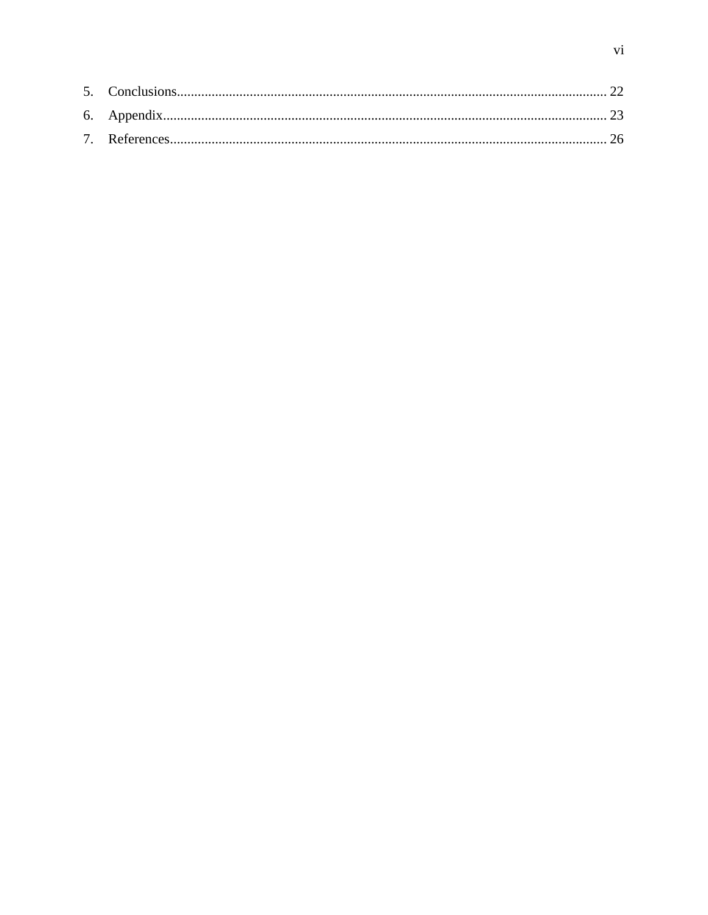5. Conclusions........................................................................................................................ 22
6. Appendix............................................................................................................................ 23
7. References.......................................................................................................................... 26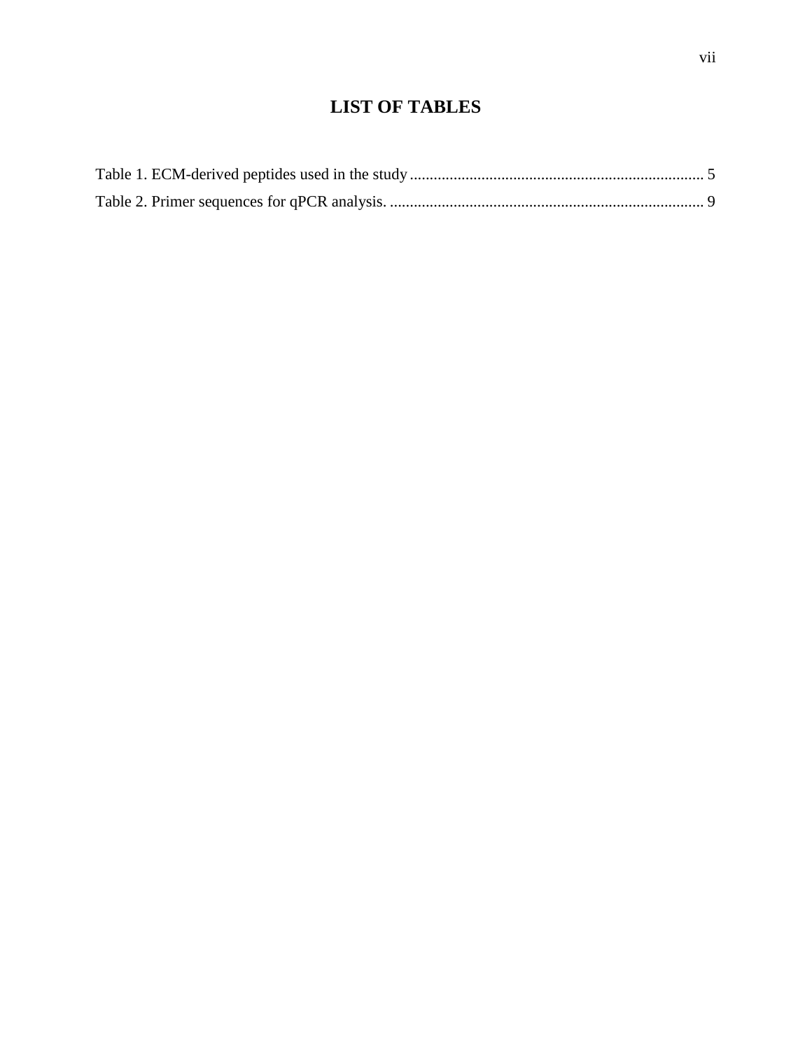# LIST OF TABLES

Table 1. ECM-derived peptides used in the study .......................................................................... 5

Table 2. Primer sequences for qPCR analysis. ............................................................................... 9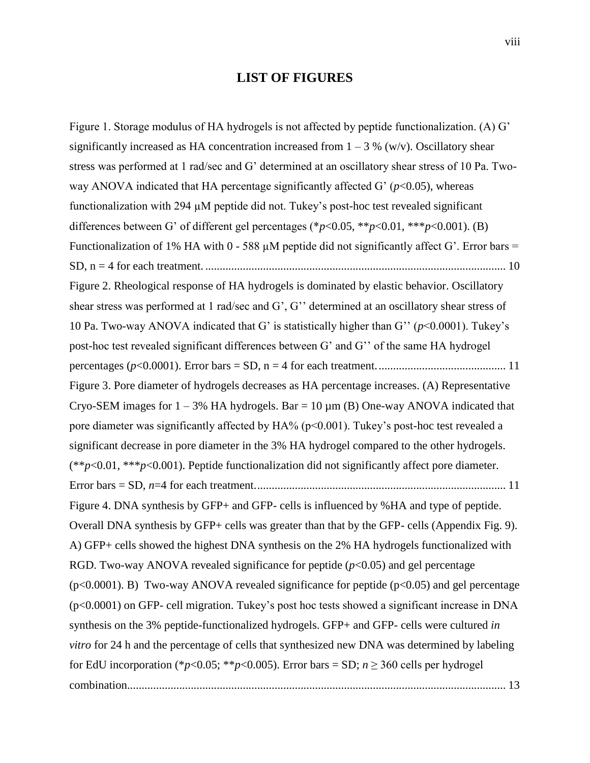# LIST OF FIGURES

Figure 1. Storage modulus of HA hydrogels is not affected by peptide functionalization. (A) G' significantly increased as HA concentration increased from 1 – 3 % (w/v). Oscillatory shear stress was performed at 1 rad/sec and G' determined at an oscillatory shear stress of 10 Pa. Two-way ANOVA indicated that HA percentage significantly affected G' ($p$<0.05), whereas functionalization with 294 µM peptide did not. Tukey's post-hoc test revealed significant differences between G' of different gel percentages (*$p$<0.05, **$p$<0.01, ***$p$<0.001). (B) Functionalization of 1% HA with 0 - 588 µM peptide did not significantly affect G'. Error bars = SD, n = 4 for each treatment. ........................................................................................................ 10

Figure 2. Rheological response of HA hydrogels is dominated by elastic behavior. Oscillatory shear stress was performed at 1 rad/sec and G', G'' determined at an oscillatory shear stress of 10 Pa. Two-way ANOVA indicated that G' is statistically higher than G'' ($p$<0.0001). Tukey's post-hoc test revealed significant differences between G' and G'' of the same HA hydrogel percentages ($p$<0.0001). Error bars = SD, n = 4 for each treatment. ............................................ 11

Figure 3. Pore diameter of hydrogels decreases as HA percentage increases. (A) Representative Cryo-SEM images for 1 – 3% HA hydrogels. Bar = 10 µm (B) One-way ANOVA indicated that pore diameter was significantly affected by HA% (p<0.001). Tukey's post-hoc test revealed a significant decrease in pore diameter in the 3% HA hydrogel compared to the other hydrogels. (**$p$<0.01, ***$p$<0.001). Peptide functionalization did not significantly affect pore diameter. Error bars = SD, $n$=4 for each treatment. ..................................................................................... 11

Figure 4. DNA synthesis by GFP+ and GFP- cells is influenced by %HA and type of peptide. Overall DNA synthesis by GFP+ cells was greater than that by the GFP- cells (Appendix Fig. 9). A) GFP+ cells showed the highest DNA synthesis on the 2% HA hydrogels functionalized with RGD. Two-way ANOVA revealed significance for peptide ($p$<0.05) and gel percentage (p<0.0001). B) Two-way ANOVA revealed significance for peptide (p<0.05) and gel percentage (p<0.0001) on GFP- cell migration. Tukey's post hoc tests showed a significant increase in DNA synthesis on the 3% peptide-functionalized hydrogels. GFP+ and GFP- cells were cultured *in vitro* for 24 h and the percentage of cells that synthesized new DNA was determined by labeling for EdU incorporation (*$p$<0.05; **$p$<0.005). Error bars = SD; $n \geq 360$ cells per hydrogel combination.................................................................................................................................. 13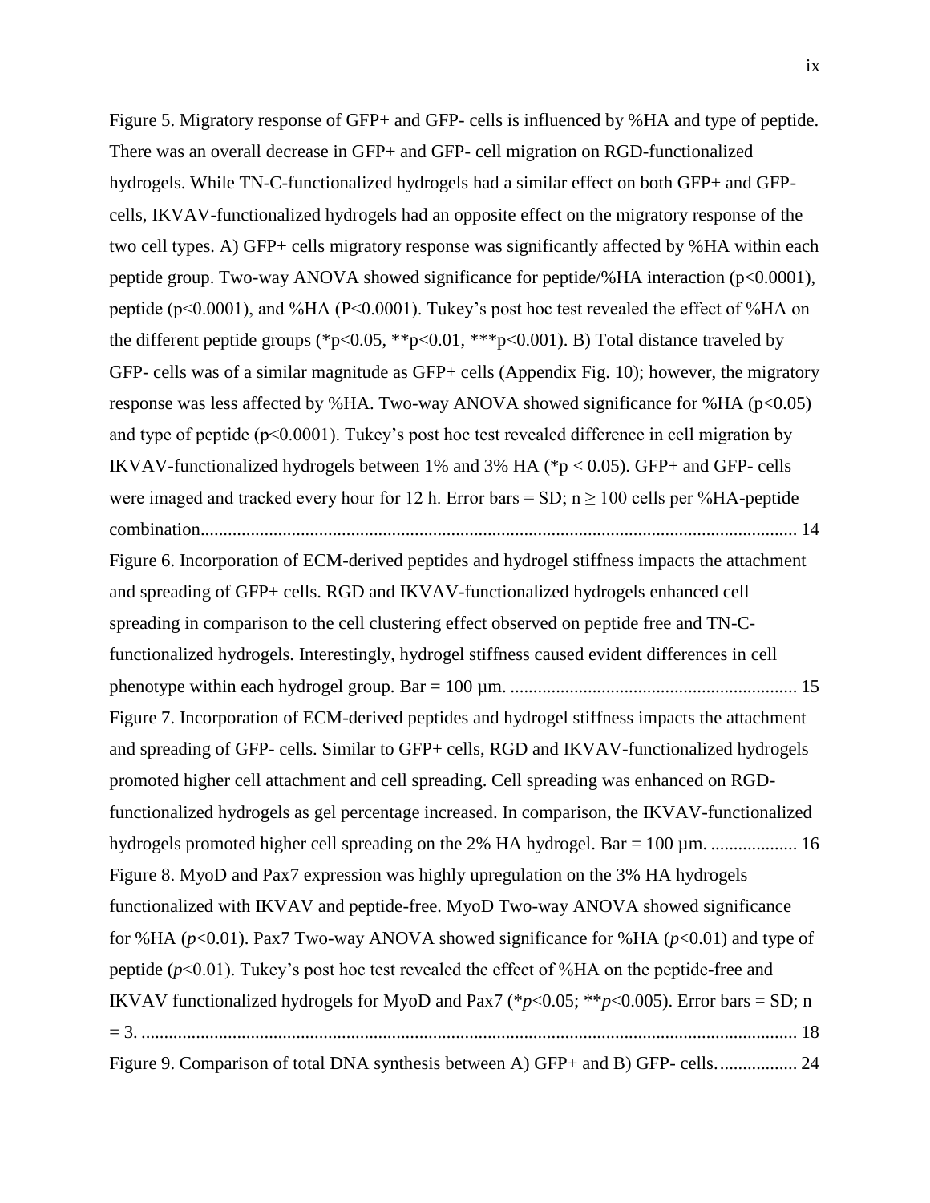Figure 5. Migratory response of GFP+ and GFP- cells is influenced by %HA and type of peptide. There was an overall decrease in GFP+ and GFP- cell migration on RGD-functionalized hydrogels. While TN-C-functionalized hydrogels had a similar effect on both GFP+ and GFP- cells, IKVAV-functionalized hydrogels had an opposite effect on the migratory response of the two cell types. A) GFP+ cells migratory response was significantly affected by %HA within each peptide group. Two-way ANOVA showed significance for peptide/%HA interaction ($p<0.0001$), peptide ($p<0.0001$), and %HA ($P<0.0001$). Tukey's post hoc test revealed the effect of %HA on the different peptide groups (\*$p<0.05$, \*\*$p<0.01$, \*\*\*$p<0.001$). B) Total distance traveled by GFP- cells was of a similar magnitude as GFP+ cells (Appendix Fig. 10); however, the migratory response was less affected by %HA. Two-way ANOVA showed significance for %HA ($p<0.05$) and type of peptide ($p<0.0001$). Tukey's post hoc test revealed difference in cell migration by IKVAV-functionalized hydrogels between 1% and 3% HA (\*$p < 0.05$). GFP+ and GFP- cells were imaged and tracked every hour for 12 h. Error bars = SD; $n \geq 100$ cells per %HA-peptide combination.................................................................................................................................. 14

Figure 6. Incorporation of ECM-derived peptides and hydrogel stiffness impacts the attachment and spreading of GFP+ cells. RGD and IKVAV-functionalized hydrogels enhanced cell spreading in comparison to the cell clustering effect observed on peptide free and TN-C-functionalized hydrogels. Interestingly, hydrogel stiffness caused evident differences in cell phenotype within each hydrogel group. Bar = 100 µm. ............................................................... 15

Figure 7. Incorporation of ECM-derived peptides and hydrogel stiffness impacts the attachment and spreading of GFP- cells. Similar to GFP+ cells, RGD and IKVAV-functionalized hydrogels promoted higher cell attachment and cell spreading. Cell spreading was enhanced on RGD-functionalized hydrogels as gel percentage increased. In comparison, the IKVAV-functionalized hydrogels promoted higher cell spreading on the 2% HA hydrogel. Bar = 100 µm. ................... 16

Figure 8. MyoD and Pax7 expression was highly upregulation on the 3% HA hydrogels functionalized with IKVAV and peptide-free. MyoD Two-way ANOVA showed significance for %HA ($p<0.01$). Pax7 Two-way ANOVA showed significance for %HA ($p<0.01$) and type of peptide ($p<0.01$). Tukey's post hoc test revealed the effect of %HA on the peptide-free and IKVAV functionalized hydrogels for MyoD and Pax7 (\*$p<0.05$; \*\*$p<0.005$). Error bars = SD; n = 3. ............................................................................................................................................... 18

Figure 9. Comparison of total DNA synthesis between A) GFP+ and B) GFP- cells. ................ 24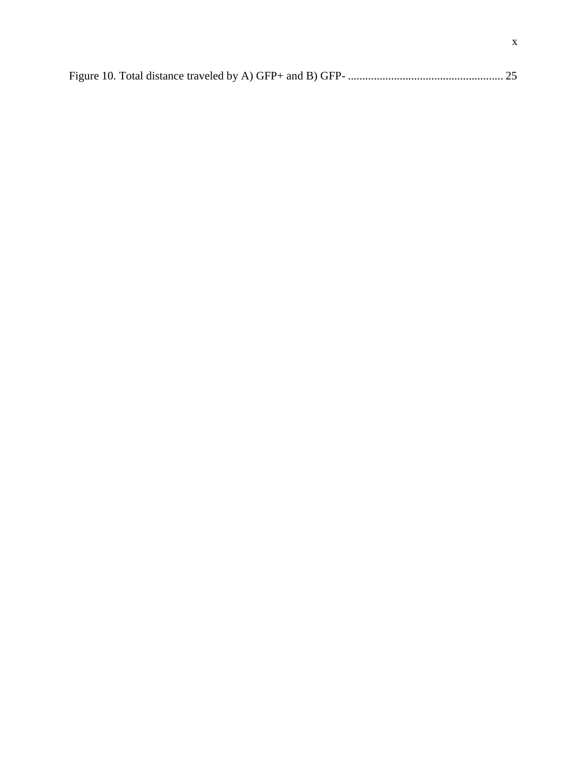Figure 10. Total distance traveled by A) GFP+ and B) GFP- ...................................................... 25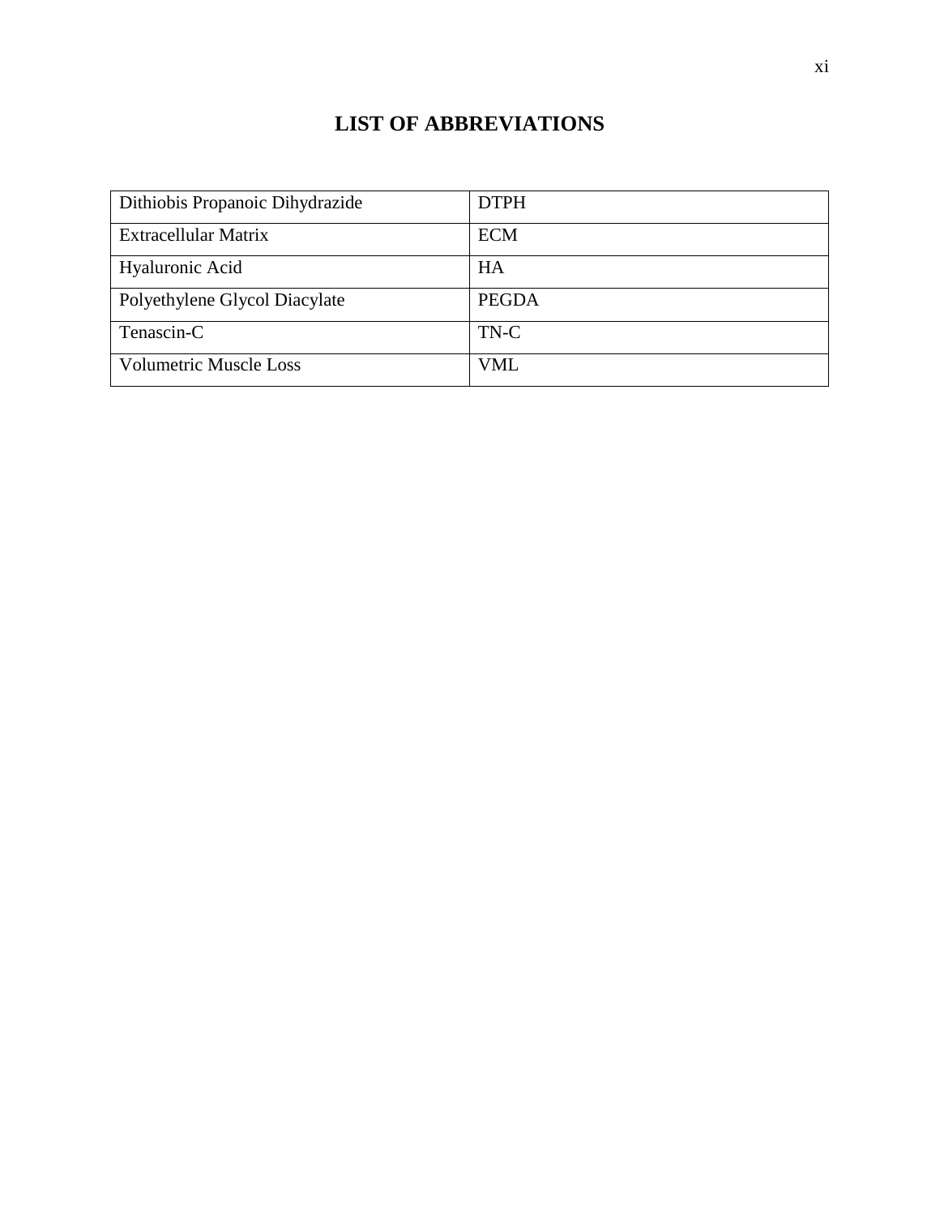# LIST OF ABBREVIATIONS

| | |
|---|---|
| Dithiobis Propanoic Dihydrazide | DTPH |
| Extracellular Matrix | ECM |
| Hyaluronic Acid | HA |
| Polyethylene Glycol Diacylate | PEGDA |
| Tenascin-C | TN-C |
| Volumetric Muscle Loss | VML |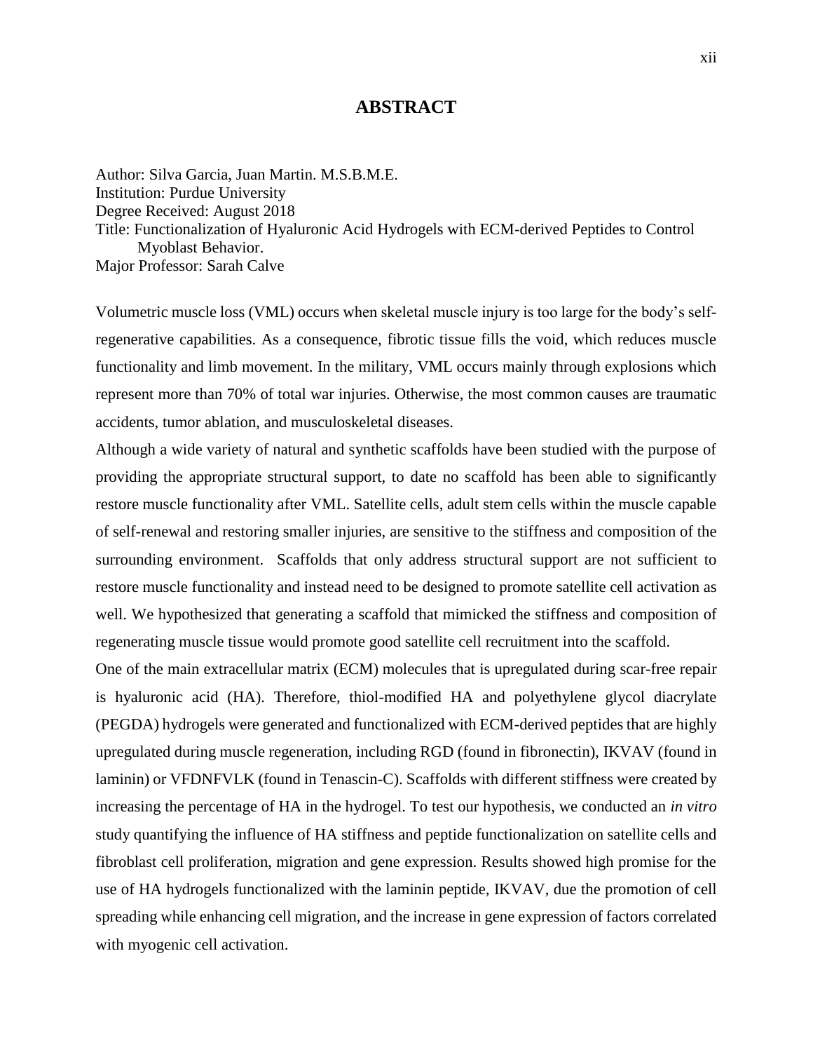# ABSTRACT

Author: Silva Garcia, Juan Martin. M.S.B.M.E.
Institution: Purdue University
Degree Received: August 2018
Title: Functionalization of Hyaluronic Acid Hydrogels with ECM-derived Peptides to Control Myoblast Behavior.
Major Professor: Sarah Calve

Volumetric muscle loss (VML) occurs when skeletal muscle injury is too large for the body's self-regenerative capabilities. As a consequence, fibrotic tissue fills the void, which reduces muscle functionality and limb movement. In the military, VML occurs mainly through explosions which represent more than 70% of total war injuries. Otherwise, the most common causes are traumatic accidents, tumor ablation, and musculoskeletal diseases.

Although a wide variety of natural and synthetic scaffolds have been studied with the purpose of providing the appropriate structural support, to date no scaffold has been able to significantly restore muscle functionality after VML. Satellite cells, adult stem cells within the muscle capable of self-renewal and restoring smaller injuries, are sensitive to the stiffness and composition of the surrounding environment. Scaffolds that only address structural support are not sufficient to restore muscle functionality and instead need to be designed to promote satellite cell activation as well. We hypothesized that generating a scaffold that mimicked the stiffness and composition of regenerating muscle tissue would promote good satellite cell recruitment into the scaffold.

One of the main extracellular matrix (ECM) molecules that is upregulated during scar-free repair is hyaluronic acid (HA). Therefore, thiol-modified HA and polyethylene glycol diacrylate (PEGDA) hydrogels were generated and functionalized with ECM-derived peptides that are highly upregulated during muscle regeneration, including RGD (found in fibronectin), IKVAV (found in laminin) or VFDNFVLK (found in Tenascin-C). Scaffolds with different stiffness were created by increasing the percentage of HA in the hydrogel. To test our hypothesis, we conducted an *in vitro* study quantifying the influence of HA stiffness and peptide functionalization on satellite cells and fibroblast cell proliferation, migration and gene expression. Results showed high promise for the use of HA hydrogels functionalized with the laminin peptide, IKVAV, due the promotion of cell spreading while enhancing cell migration, and the increase in gene expression of factors correlated with myogenic cell activation.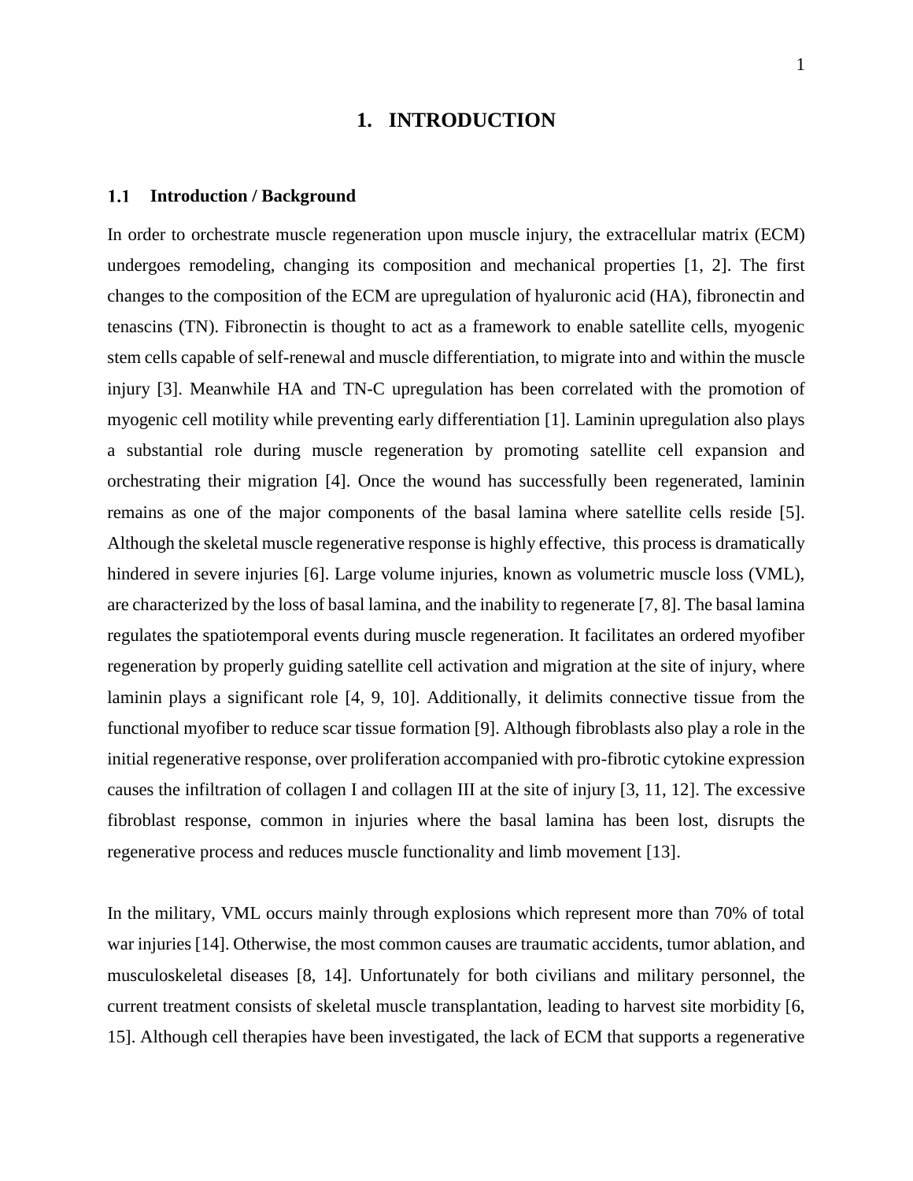# 1. INTRODUCTION

## 1.1 Introduction / Background

In order to orchestrate muscle regeneration upon muscle injury, the extracellular matrix (ECM) undergoes remodeling, changing its composition and mechanical properties [1, 2]. The first changes to the composition of the ECM are upregulation of hyaluronic acid (HA), fibronectin and tenascins (TN). Fibronectin is thought to act as a framework to enable satellite cells, myogenic stem cells capable of self-renewal and muscle differentiation, to migrate into and within the muscle injury [3]. Meanwhile HA and TN-C upregulation has been correlated with the promotion of myogenic cell motility while preventing early differentiation [1]. Laminin upregulation also plays a substantial role during muscle regeneration by promoting satellite cell expansion and orchestrating their migration [4]. Once the wound has successfully been regenerated, laminin remains as one of the major components of the basal lamina where satellite cells reside [5]. Although the skeletal muscle regenerative response is highly effective, this process is dramatically hindered in severe injuries [6]. Large volume injuries, known as volumetric muscle loss (VML), are characterized by the loss of basal lamina, and the inability to regenerate [7, 8]. The basal lamina regulates the spatiotemporal events during muscle regeneration. It facilitates an ordered myofiber regeneration by properly guiding satellite cell activation and migration at the site of injury, where laminin plays a significant role [4, 9, 10]. Additionally, it delimits connective tissue from the functional myofiber to reduce scar tissue formation [9]. Although fibroblasts also play a role in the initial regenerative response, over proliferation accompanied with pro-fibrotic cytokine expression causes the infiltration of collagen I and collagen III at the site of injury [3, 11, 12]. The excessive fibroblast response, common in injuries where the basal lamina has been lost, disrupts the regenerative process and reduces muscle functionality and limb movement [13].

In the military, VML occurs mainly through explosions which represent more than 70% of total war injuries [14]. Otherwise, the most common causes are traumatic accidents, tumor ablation, and musculoskeletal diseases [8, 14]. Unfortunately for both civilians and military personnel, the current treatment consists of skeletal muscle transplantation, leading to harvest site morbidity [6, 15]. Although cell therapies have been investigated, the lack of ECM that supports a regenerative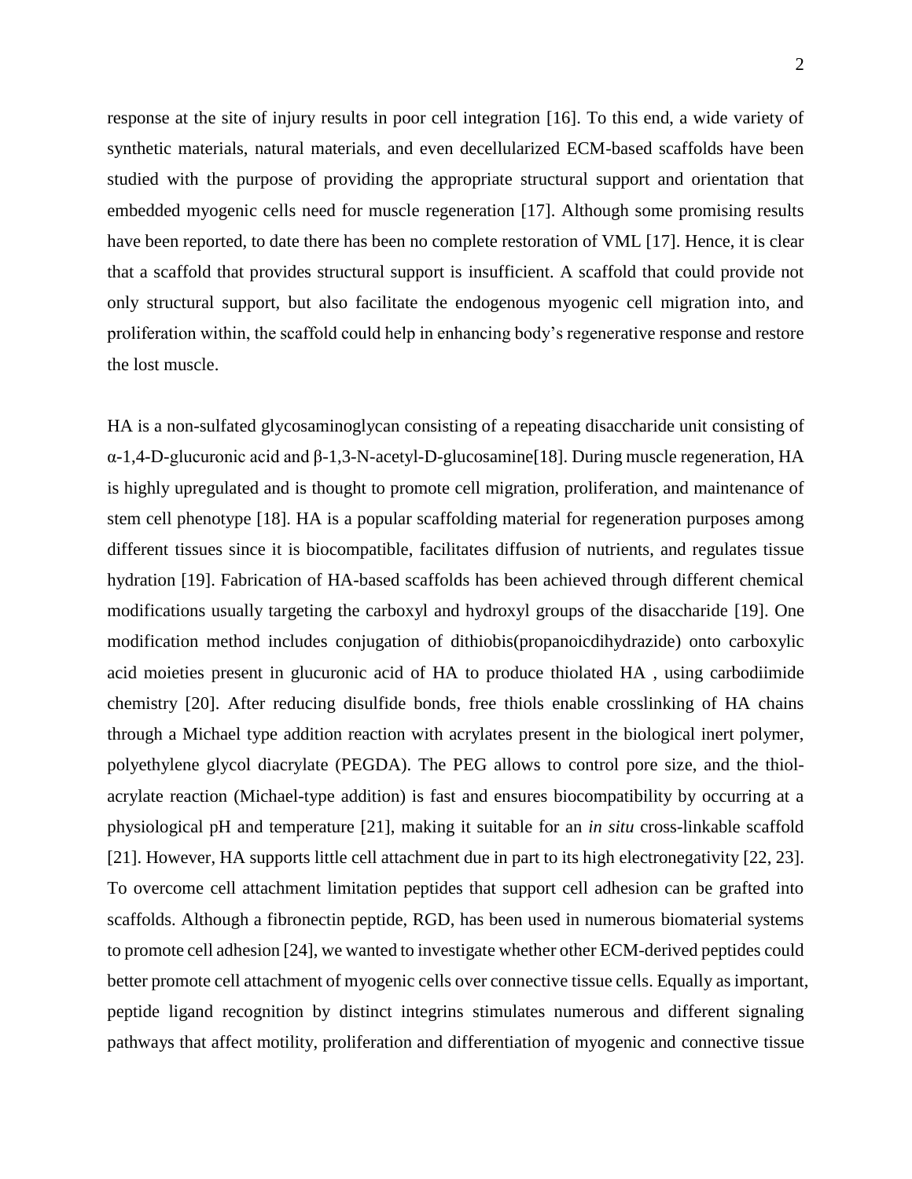response at the site of injury results in poor cell integration [16]. To this end, a wide variety of synthetic materials, natural materials, and even decellularized ECM-based scaffolds have been studied with the purpose of providing the appropriate structural support and orientation that embedded myogenic cells need for muscle regeneration [17]. Although some promising results have been reported, to date there has been no complete restoration of VML [17]. Hence, it is clear that a scaffold that provides structural support is insufficient. A scaffold that could provide not only structural support, but also facilitate the endogenous myogenic cell migration into, and proliferation within, the scaffold could help in enhancing body's regenerative response and restore the lost muscle.

HA is a non-sulfated glycosaminoglycan consisting of a repeating disaccharide unit consisting of α-1,4-D-glucuronic acid and β-1,3-N-acetyl-D-glucosamine[18]. During muscle regeneration, HA is highly upregulated and is thought to promote cell migration, proliferation, and maintenance of stem cell phenotype [18]. HA is a popular scaffolding material for regeneration purposes among different tissues since it is biocompatible, facilitates diffusion of nutrients, and regulates tissue hydration [19]. Fabrication of HA-based scaffolds has been achieved through different chemical modifications usually targeting the carboxyl and hydroxyl groups of the disaccharide [19]. One modification method includes conjugation of dithiobis(propanoicdihydrazide) onto carboxylic acid moieties present in glucuronic acid of HA to produce thiolated HA , using carbodiimide chemistry [20]. After reducing disulfide bonds, free thiols enable crosslinking of HA chains through a Michael type addition reaction with acrylates present in the biological inert polymer, polyethylene glycol diacrylate (PEGDA). The PEG allows to control pore size, and the thiol-acrylate reaction (Michael-type addition) is fast and ensures biocompatibility by occurring at a physiological pH and temperature [21], making it suitable for an *in situ* cross-linkable scaffold [21]. However, HA supports little cell attachment due in part to its high electronegativity [22, 23]. To overcome cell attachment limitation peptides that support cell adhesion can be grafted into scaffolds. Although a fibronectin peptide, RGD, has been used in numerous biomaterial systems to promote cell adhesion [24], we wanted to investigate whether other ECM-derived peptides could better promote cell attachment of myogenic cells over connective tissue cells. Equally as important, peptide ligand recognition by distinct integrins stimulates numerous and different signaling pathways that affect motility, proliferation and differentiation of myogenic and connective tissue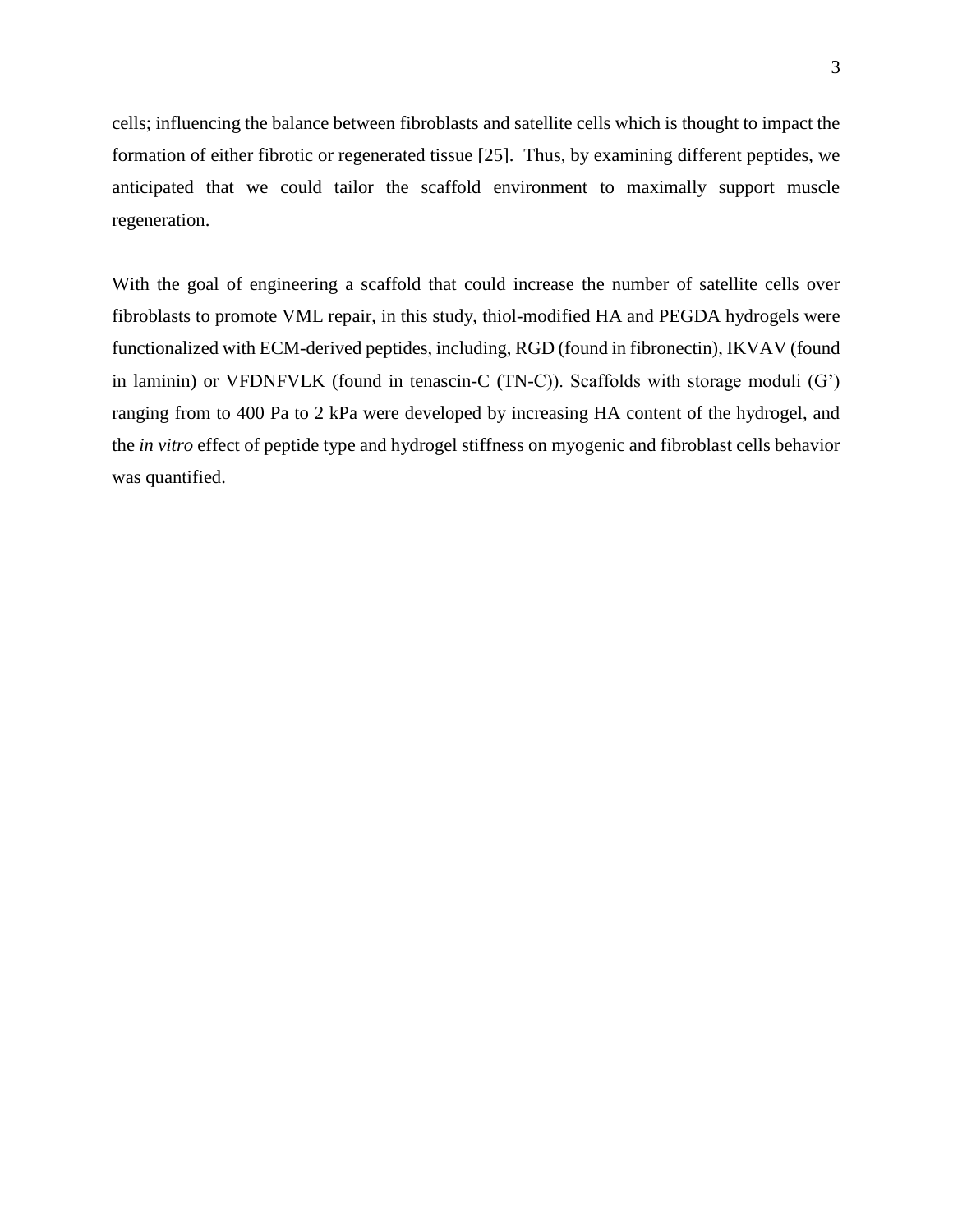cells; influencing the balance between fibroblasts and satellite cells which is thought to impact the formation of either fibrotic or regenerated tissue [25]. Thus, by examining different peptides, we anticipated that we could tailor the scaffold environment to maximally support muscle regeneration.

With the goal of engineering a scaffold that could increase the number of satellite cells over fibroblasts to promote VML repair, in this study, thiol-modified HA and PEGDA hydrogels were functionalized with ECM-derived peptides, including, RGD (found in fibronectin), IKVAV (found in laminin) or VFDNFVLK (found in tenascin-C (TN-C)). Scaffolds with storage moduli (G') ranging from to 400 Pa to 2 kPa were developed by increasing HA content of the hydrogel, and the *in vitro* effect of peptide type and hydrogel stiffness on myogenic and fibroblast cells behavior was quantified.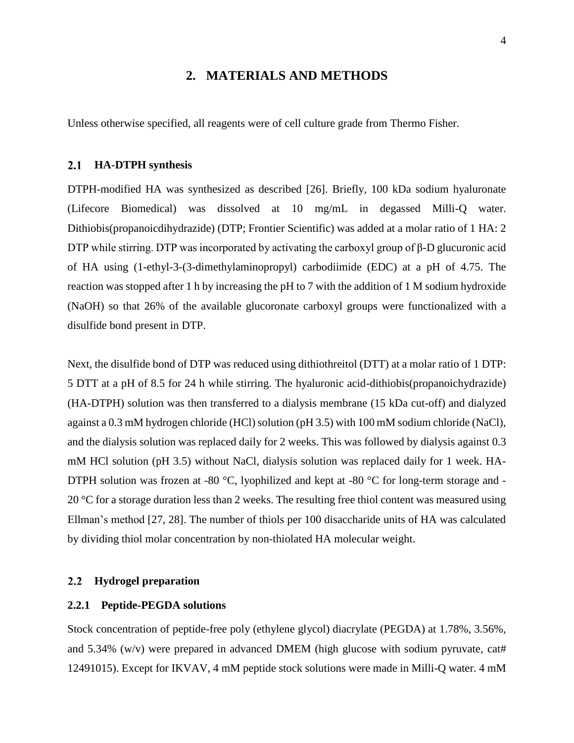# 2. MATERIALS AND METHODS

Unless otherwise specified, all reagents were of cell culture grade from Thermo Fisher.

## 2.1 HA-DTPH synthesis

DTPH-modified HA was synthesized as described [26]. Briefly, 100 kDa sodium hyaluronate (Lifecore Biomedical) was dissolved at 10 mg/mL in degassed Milli-Q water. Dithiobis(propanoicdihydrazide) (DTP; Frontier Scientific) was added at a molar ratio of 1 HA: 2 DTP while stirring. DTP was incorporated by activating the carboxyl group of β-D glucuronic acid of HA using (1-ethyl-3-(3-dimethylaminopropyl) carbodiimide (EDC) at a pH of 4.75. The reaction was stopped after 1 h by increasing the pH to 7 with the addition of 1 M sodium hydroxide (NaOH) so that 26% of the available glucoronate carboxyl groups were functionalized with a disulfide bond present in DTP.

Next, the disulfide bond of DTP was reduced using dithiothreitol (DTT) at a molar ratio of 1 DTP: 5 DTT at a pH of 8.5 for 24 h while stirring. The hyaluronic acid-dithiobis(propanoichydrazide) (HA-DTPH) solution was then transferred to a dialysis membrane (15 kDa cut-off) and dialyzed against a 0.3 mM hydrogen chloride (HCl) solution (pH 3.5) with 100 mM sodium chloride (NaCl), and the dialysis solution was replaced daily for 2 weeks. This was followed by dialysis against 0.3 mM HCl solution (pH 3.5) without NaCl, dialysis solution was replaced daily for 1 week. HA-DTPH solution was frozen at -80 °C, lyophilized and kept at -80 °C for long-term storage and -20 °C for a storage duration less than 2 weeks. The resulting free thiol content was measured using Ellman's method [27, 28]. The number of thiols per 100 disaccharide units of HA was calculated by dividing thiol molar concentration by non-thiolated HA molecular weight.

## 2.2 Hydrogel preparation

### 2.2.1 Peptide-PEGDA solutions

Stock concentration of peptide-free poly (ethylene glycol) diacrylate (PEGDA) at 1.78%, 3.56%, and 5.34% (w/v) were prepared in advanced DMEM (high glucose with sodium pyruvate, cat# 12491015). Except for IKVAV, 4 mM peptide stock solutions were made in Milli-Q water. 4 mM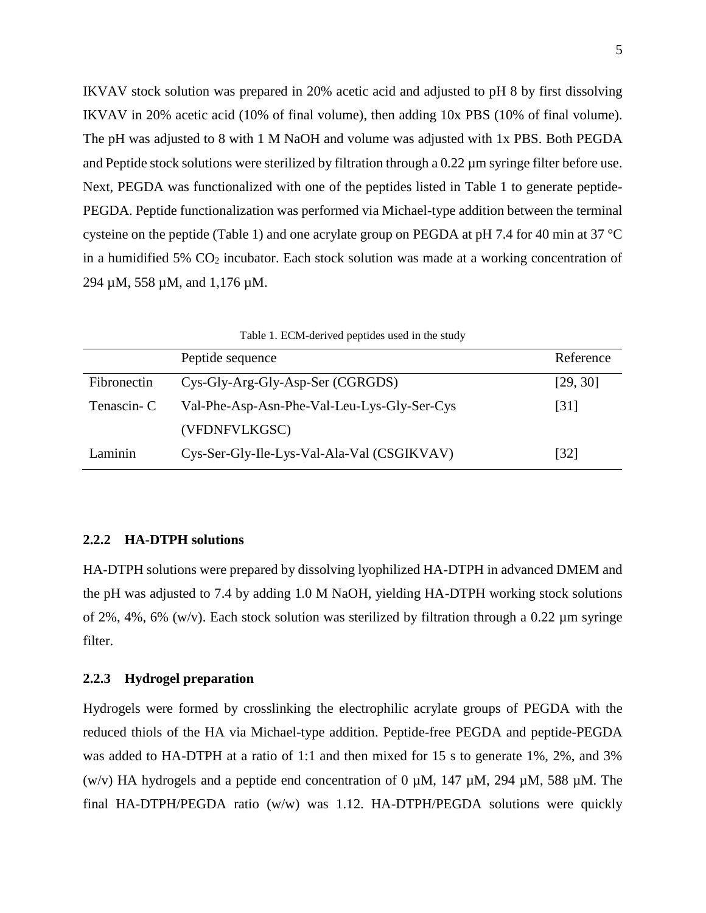IKVAV stock solution was prepared in 20% acetic acid and adjusted to pH 8 by first dissolving IKVAV in 20% acetic acid (10% of final volume), then adding 10x PBS (10% of final volume). The pH was adjusted to 8 with 1 M NaOH and volume was adjusted with 1x PBS. Both PEGDA and Peptide stock solutions were sterilized by filtration through a 0.22 µm syringe filter before use. Next, PEGDA was functionalized with one of the peptides listed in Table 1 to generate peptide-PEGDA. Peptide functionalization was performed via Michael-type addition between the terminal cysteine on the peptide (Table 1) and one acrylate group on PEGDA at pH 7.4 for 40 min at 37 °C in a humidified 5% $CO_2$ incubator. Each stock solution was made at a working concentration of 294 µM, 558 µM, and 1,176 µM.

Table 1. ECM-derived peptides used in the study

| | Peptide sequence | Reference |
|---|---|---|
| Fibronectin | Cys-Gly-Arg-Gly-Asp-Ser (CGRGDS) | [29, 30] |
| Tenascin- C | Val-Phe-Asp-Asn-Phe-Val-Leu-Lys-Gly-Ser-Cys (VFDNFVLKGSC) | [31] |
| Laminin | Cys-Ser-Gly-Ile-Lys-Val-Ala-Val (CSGIKVAV) | [32] |

### 2.2.2 HA-DTPH solutions

HA-DTPH solutions were prepared by dissolving lyophilized HA-DTPH in advanced DMEM and the pH was adjusted to 7.4 by adding 1.0 M NaOH, yielding HA-DTPH working stock solutions of 2%, 4%, 6% (w/v). Each stock solution was sterilized by filtration through a 0.22 µm syringe filter.

### 2.2.3 Hydrogel preparation

Hydrogels were formed by crosslinking the electrophilic acrylate groups of PEGDA with the reduced thiols of the HA via Michael-type addition. Peptide-free PEGDA and peptide-PEGDA was added to HA-DTPH at a ratio of 1:1 and then mixed for 15 s to generate 1%, 2%, and 3% (w/v) HA hydrogels and a peptide end concentration of 0 µM, 147 µM, 294 µM, 588 µM. The final HA-DTPH/PEGDA ratio (w/w) was 1.12. HA-DTPH/PEGDA solutions were quickly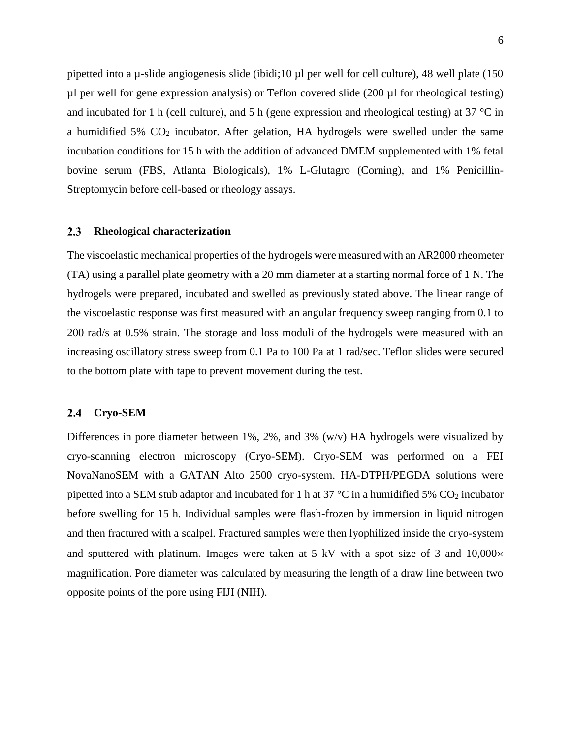pipetted into a µ-slide angiogenesis slide (ibidi;10 µl per well for cell culture), 48 well plate (150 µl per well for gene expression analysis) or Teflon covered slide (200 µl for rheological testing) and incubated for 1 h (cell culture), and 5 h (gene expression and rheological testing) at 37 °C in a humidified 5% $CO_2$ incubator. After gelation, HA hydrogels were swelled under the same incubation conditions for 15 h with the addition of advanced DMEM supplemented with 1% fetal bovine serum (FBS, Atlanta Biologicals), 1% L-Glutagro (Corning), and 1% Penicillin-Streptomycin before cell-based or rheology assays.

## 2.3 Rheological characterization

The viscoelastic mechanical properties of the hydrogels were measured with an AR2000 rheometer (TA) using a parallel plate geometry with a 20 mm diameter at a starting normal force of 1 N. The hydrogels were prepared, incubated and swelled as previously stated above. The linear range of the viscoelastic response was first measured with an angular frequency sweep ranging from 0.1 to 200 rad/s at 0.5% strain. The storage and loss moduli of the hydrogels were measured with an increasing oscillatory stress sweep from 0.1 Pa to 100 Pa at 1 rad/sec. Teflon slides were secured to the bottom plate with tape to prevent movement during the test.

## 2.4 Cryo-SEM

Differences in pore diameter between 1%, 2%, and 3% (w/v) HA hydrogels were visualized by cryo-scanning electron microscopy (Cryo-SEM). Cryo-SEM was performed on a FEI NovaNanoSEM with a GATAN Alto 2500 cryo-system. HA-DTPH/PEGDA solutions were pipetted into a SEM stub adaptor and incubated for 1 h at 37 °C in a humidified 5% $CO_2$ incubator before swelling for 15 h. Individual samples were flash-frozen by immersion in liquid nitrogen and then fractured with a scalpel. Fractured samples were then lyophilized inside the cryo-system and sputtered with platinum. Images were taken at 5 kV with a spot size of 3 and 10,000× magnification. Pore diameter was calculated by measuring the length of a draw line between two opposite points of the pore using FIJI (NIH).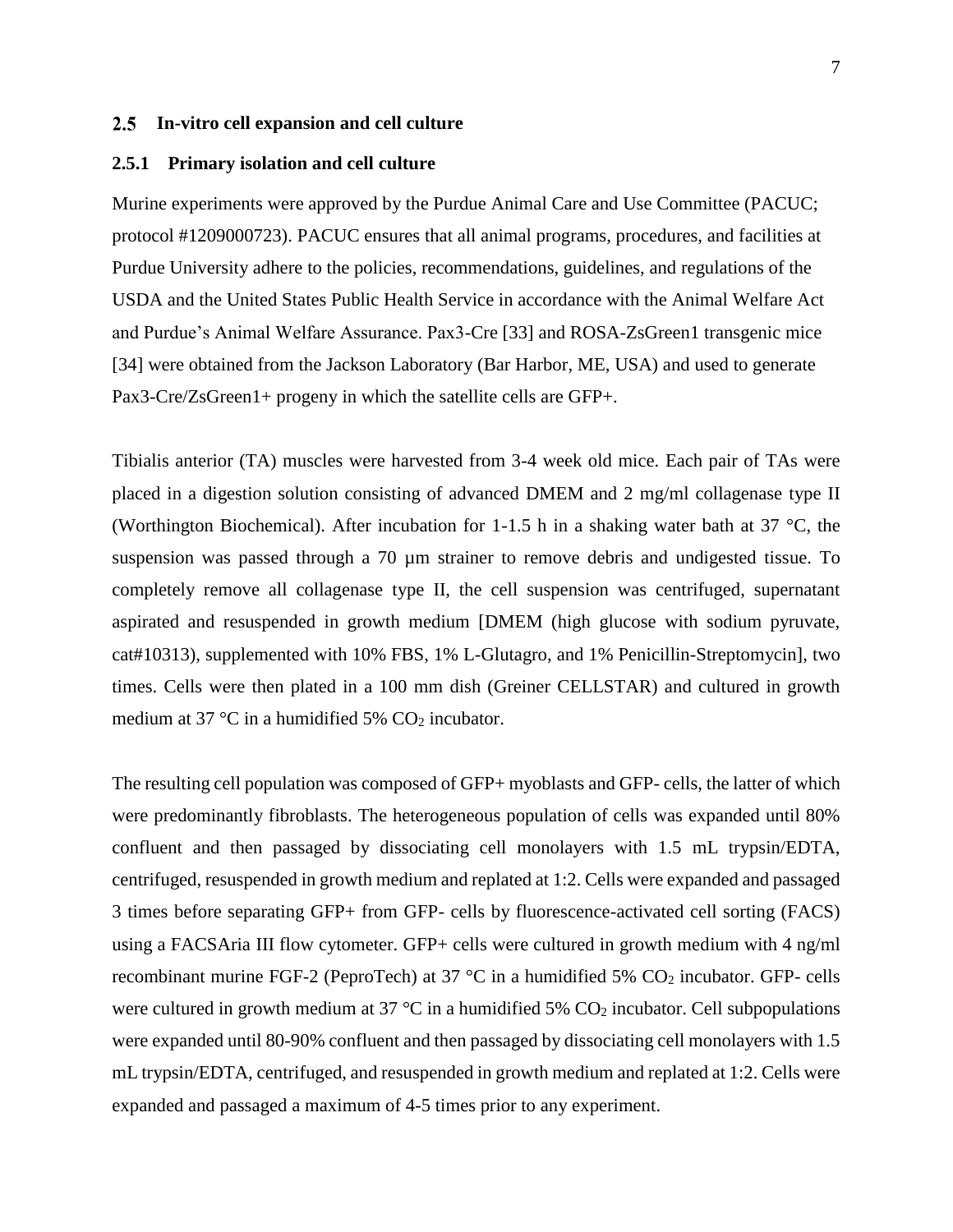## 2.5 In-vitro cell expansion and cell culture

### 2.5.1 Primary isolation and cell culture

Murine experiments were approved by the Purdue Animal Care and Use Committee (PACUC; protocol #1209000723). PACUC ensures that all animal programs, procedures, and facilities at Purdue University adhere to the policies, recommendations, guidelines, and regulations of the USDA and the United States Public Health Service in accordance with the Animal Welfare Act and Purdue's Animal Welfare Assurance. Pax3-Cre [33] and ROSA-ZsGreen1 transgenic mice [34] were obtained from the Jackson Laboratory (Bar Harbor, ME, USA) and used to generate Pax3-Cre/ZsGreen1+ progeny in which the satellite cells are GFP+.

Tibialis anterior (TA) muscles were harvested from 3-4 week old mice. Each pair of TAs were placed in a digestion solution consisting of advanced DMEM and 2 mg/ml collagenase type II (Worthington Biochemical). After incubation for 1-1.5 h in a shaking water bath at 37 °C, the suspension was passed through a 70 µm strainer to remove debris and undigested tissue. To completely remove all collagenase type II, the cell suspension was centrifuged, supernatant aspirated and resuspended in growth medium [DMEM (high glucose with sodium pyruvate, cat#10313), supplemented with 10% FBS, 1% L-Glutagro, and 1% Penicillin-Streptomycin], two times. Cells were then plated in a 100 mm dish (Greiner CELLSTAR) and cultured in growth medium at 37 °C in a humidified 5% $CO_2$ incubator.

The resulting cell population was composed of GFP+ myoblasts and GFP- cells, the latter of which were predominantly fibroblasts. The heterogeneous population of cells was expanded until 80% confluent and then passaged by dissociating cell monolayers with 1.5 mL trypsin/EDTA, centrifuged, resuspended in growth medium and replated at 1:2. Cells were expanded and passaged 3 times before separating GFP+ from GFP- cells by fluorescence-activated cell sorting (FACS) using a FACSAria III flow cytometer. GFP+ cells were cultured in growth medium with 4 ng/ml recombinant murine FGF-2 (PeproTech) at 37 °C in a humidified 5% $CO_2$ incubator. GFP- cells were cultured in growth medium at 37 °C in a humidified 5% $CO_2$ incubator. Cell subpopulations were expanded until 80-90% confluent and then passaged by dissociating cell monolayers with 1.5 mL trypsin/EDTA, centrifuged, and resuspended in growth medium and replated at 1:2. Cells were expanded and passaged a maximum of 4-5 times prior to any experiment.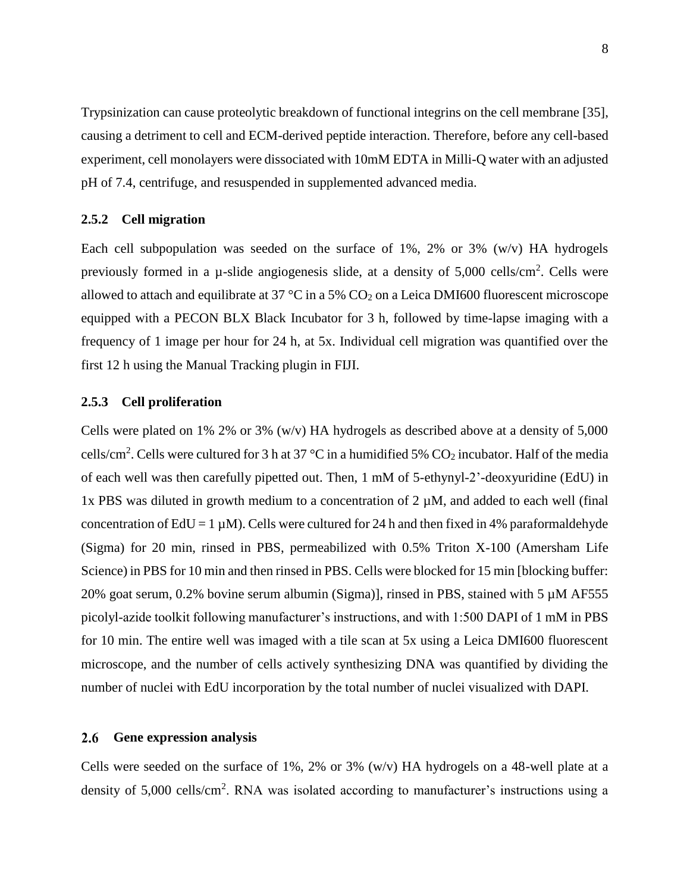Trypsinization can cause proteolytic breakdown of functional integrins on the cell membrane [35], causing a detriment to cell and ECM-derived peptide interaction. Therefore, before any cell-based experiment, cell monolayers were dissociated with 10mM EDTA in Milli-Q water with an adjusted pH of 7.4, centrifuge, and resuspended in supplemented advanced media.

### 2.5.2 Cell migration

Each cell subpopulation was seeded on the surface of 1%, 2% or 3% (w/v) HA hydrogels previously formed in a µ-slide angiogenesis slide, at a density of 5,000 cells/cm$^2$. Cells were allowed to attach and equilibrate at 37 °C in a 5% $CO_2$ on a Leica DMI600 fluorescent microscope equipped with a PECON BLX Black Incubator for 3 h, followed by time-lapse imaging with a frequency of 1 image per hour for 24 h, at 5x. Individual cell migration was quantified over the first 12 h using the Manual Tracking plugin in FIJI.

### 2.5.3 Cell proliferation

Cells were plated on 1% 2% or 3% (w/v) HA hydrogels as described above at a density of 5,000 cells/cm$^2$. Cells were cultured for 3 h at 37 °C in a humidified 5% $CO_2$ incubator. Half of the media of each well was then carefully pipetted out. Then, 1 mM of 5-ethynyl-2'-deoxyuridine (EdU) in 1x PBS was diluted in growth medium to a concentration of 2 µM, and added to each well (final concentration of EdU = 1 µM). Cells were cultured for 24 h and then fixed in 4% paraformaldehyde (Sigma) for 20 min, rinsed in PBS, permeabilized with 0.5% Triton X-100 (Amersham Life Science) in PBS for 10 min and then rinsed in PBS. Cells were blocked for 15 min [blocking buffer: 20% goat serum, 0.2% bovine serum albumin (Sigma)], rinsed in PBS, stained with 5 µM AF555 picolyl-azide toolkit following manufacturer's instructions, and with 1:500 DAPI of 1 mM in PBS for 10 min. The entire well was imaged with a tile scan at 5x using a Leica DMI600 fluorescent microscope, and the number of cells actively synthesizing DNA was quantified by dividing the number of nuclei with EdU incorporation by the total number of nuclei visualized with DAPI.

## 2.6 Gene expression analysis

Cells were seeded on the surface of 1%, 2% or 3% (w/v) HA hydrogels on a 48-well plate at a density of 5,000 cells/cm$^2$. RNA was isolated according to manufacturer's instructions using a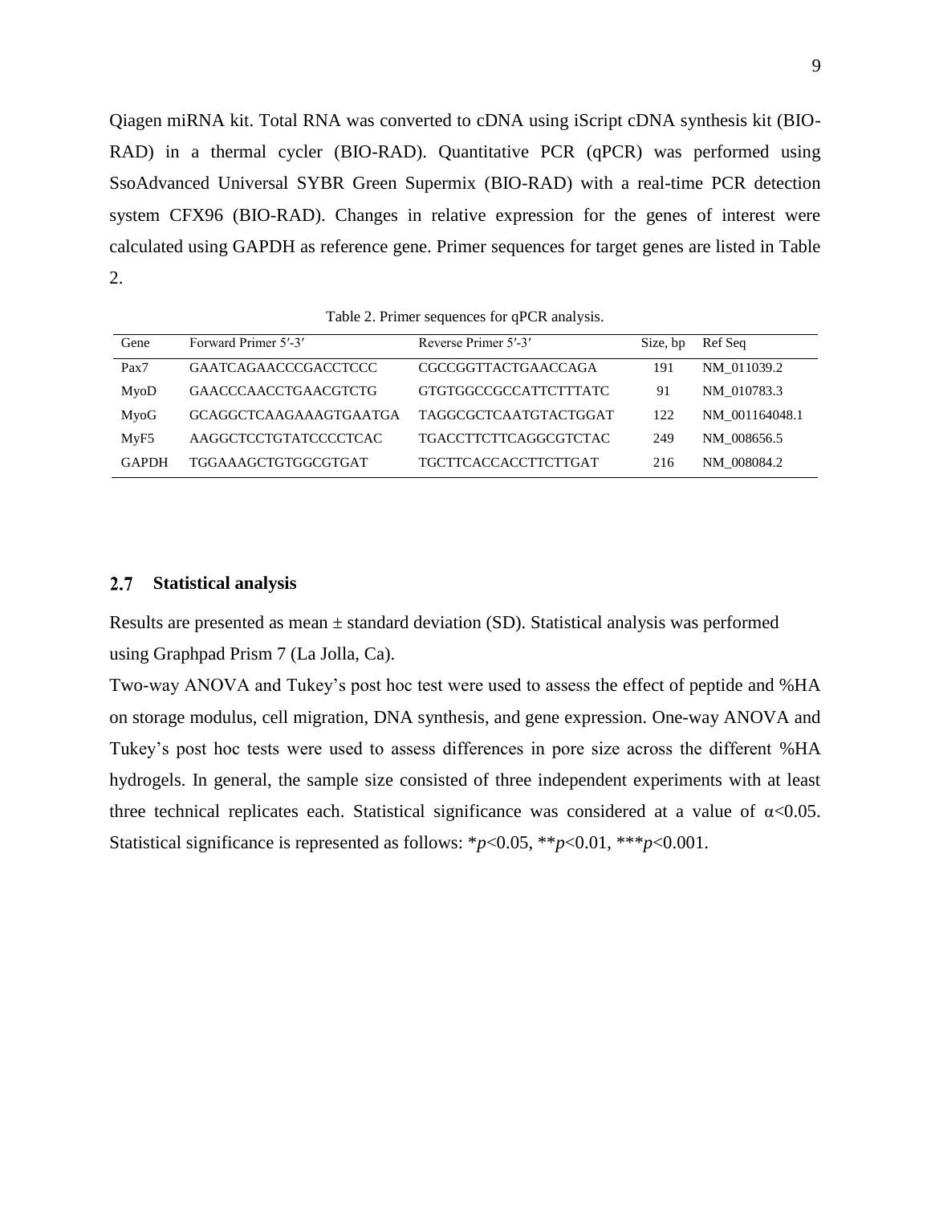Qiagen miRNA kit. Total RNA was converted to cDNA using iScript cDNA synthesis kit (BIO-RAD) in a thermal cycler (BIO-RAD). Quantitative PCR (qPCR) was performed using SsoAdvanced Universal SYBR Green Supermix (BIO-RAD) with a real-time PCR detection system CFX96 (BIO-RAD). Changes in relative expression for the genes of interest were calculated using GAPDH as reference gene. Primer sequences for target genes are listed in Table 2.

Table 2. Primer sequences for qPCR analysis.

| Gene | Forward Primer 5′-3′ | Reverse Primer 5′-3′ | Size, bp | Ref Seq |
|---|---|---|---|---|
| Pax7 | GAATCAGAACCCGACCTCCC | CGCCGGTTACTGAACCAGA | 191 | NM_011039.2 |
| MyoD | GAACCCAACCTGAACGTCTG | GTGTGGCCGCCATTCTTTATC | 91 | NM_010783.3 |
| MyoG | GCAGGCTCAAGAAAGTGAATGA | TAGGCGCTCAATGTACTGGAT | 122 | NM_001164048.1 |
| MyF5 | AAGGCTCCTGTATCCCCTCAC | TGACCTTCTTCAGGCGTCTAC | 249 | NM_008656.5 |
| GAPDH | TGGAAAGCTGTGGCGTGAT | TGCTTCACCACCTTCTTGAT | 216 | NM_008084.2 |

## 2.7 Statistical analysis

Results are presented as mean ± standard deviation (SD). Statistical analysis was performed using Graphpad Prism 7 (La Jolla, Ca).

Two-way ANOVA and Tukey's post hoc test were used to assess the effect of peptide and %HA on storage modulus, cell migration, DNA synthesis, and gene expression. One-way ANOVA and Tukey's post hoc tests were used to assess differences in pore size across the different %HA hydrogels. In general, the sample size consisted of three independent experiments with at least three technical replicates each. Statistical significance was considered at a value of $\alpha<0.05$. Statistical significance is represented as follows: \*$p<0.05$, \*\*$p<0.01$, \*\*\*$p<0.001$.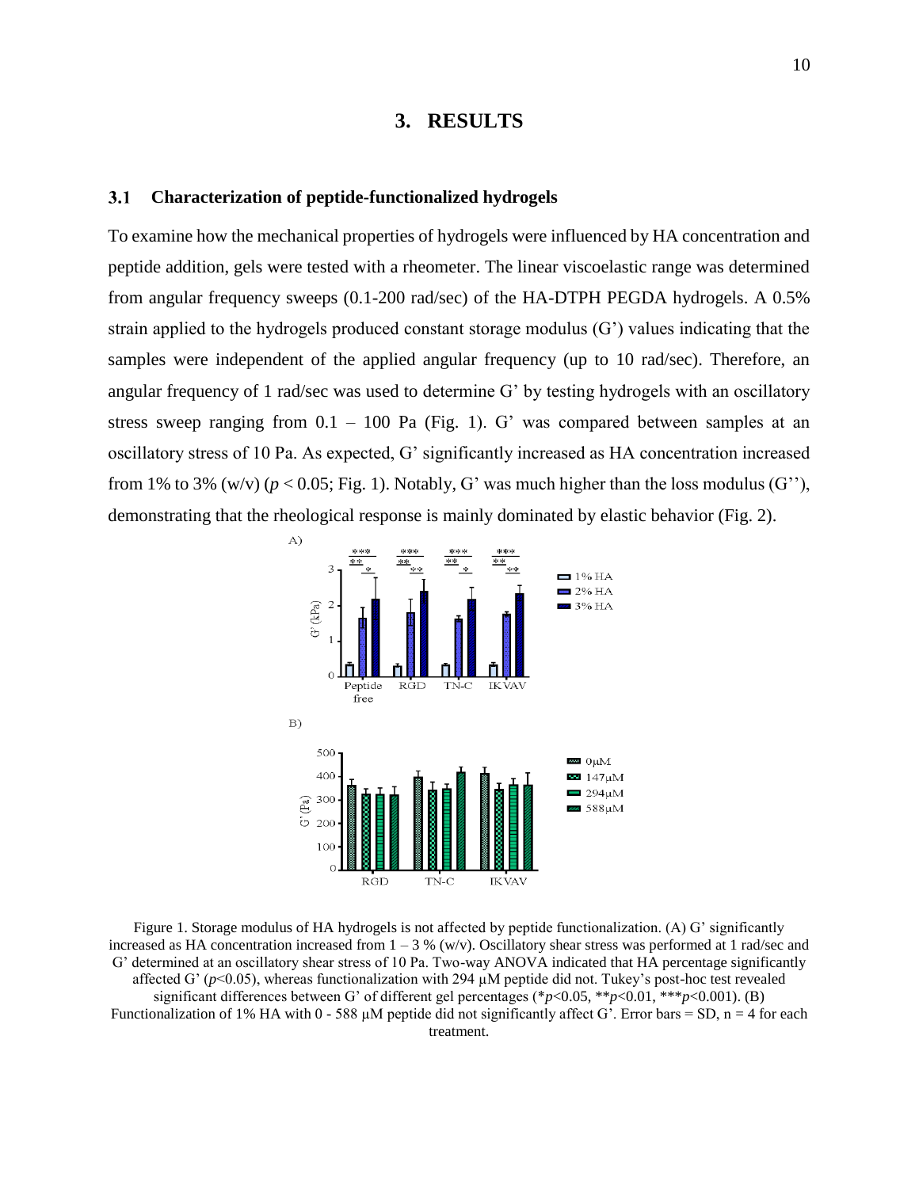# 3. RESULTS

## 3.1 Characterization of peptide-functionalized hydrogels

To examine how the mechanical properties of hydrogels were influenced by HA concentration and peptide addition, gels were tested with a rheometer. The linear viscoelastic range was determined from angular frequency sweeps (0.1-200 rad/sec) of the HA-DTPH PEGDA hydrogels. A 0.5% strain applied to the hydrogels produced constant storage modulus (G') values indicating that the samples were independent of the applied angular frequency (up to 10 rad/sec). Therefore, an angular frequency of 1 rad/sec was used to determine G' by testing hydrogels with an oscillatory stress sweep ranging from 0.1 – 100 Pa (Fig. 1). G' was compared between samples at an oscillatory stress of 10 Pa. As expected, G' significantly increased as HA concentration increased from 1% to 3% (w/v) ($p < 0.05$; Fig. 1). Notably, G' was much higher than the loss modulus (G''), demonstrating that the rheological response is mainly dominated by elastic behavior (Fig. 2).

Figure 1. Storage modulus of HA hydrogels is not affected by peptide functionalization. (A) G' significantly increased as HA concentration increased from 1 – 3 % (w/v). Oscillatory shear stress was performed at 1 rad/sec and G' determined at an oscillatory shear stress of 10 Pa. Two-way ANOVA indicated that HA percentage significantly affected G' ($p$<0.05), whereas functionalization with 294 µM peptide did not. Tukey's post-hoc test revealed significant differences between G' of different gel percentages (\*$p$<0.05, \*\*$p$<0.01, \*\*\*$p$<0.001). (B) Functionalization of 1% HA with 0 - 588 µM peptide did not significantly affect G'. Error bars = SD, n = 4 for each treatment.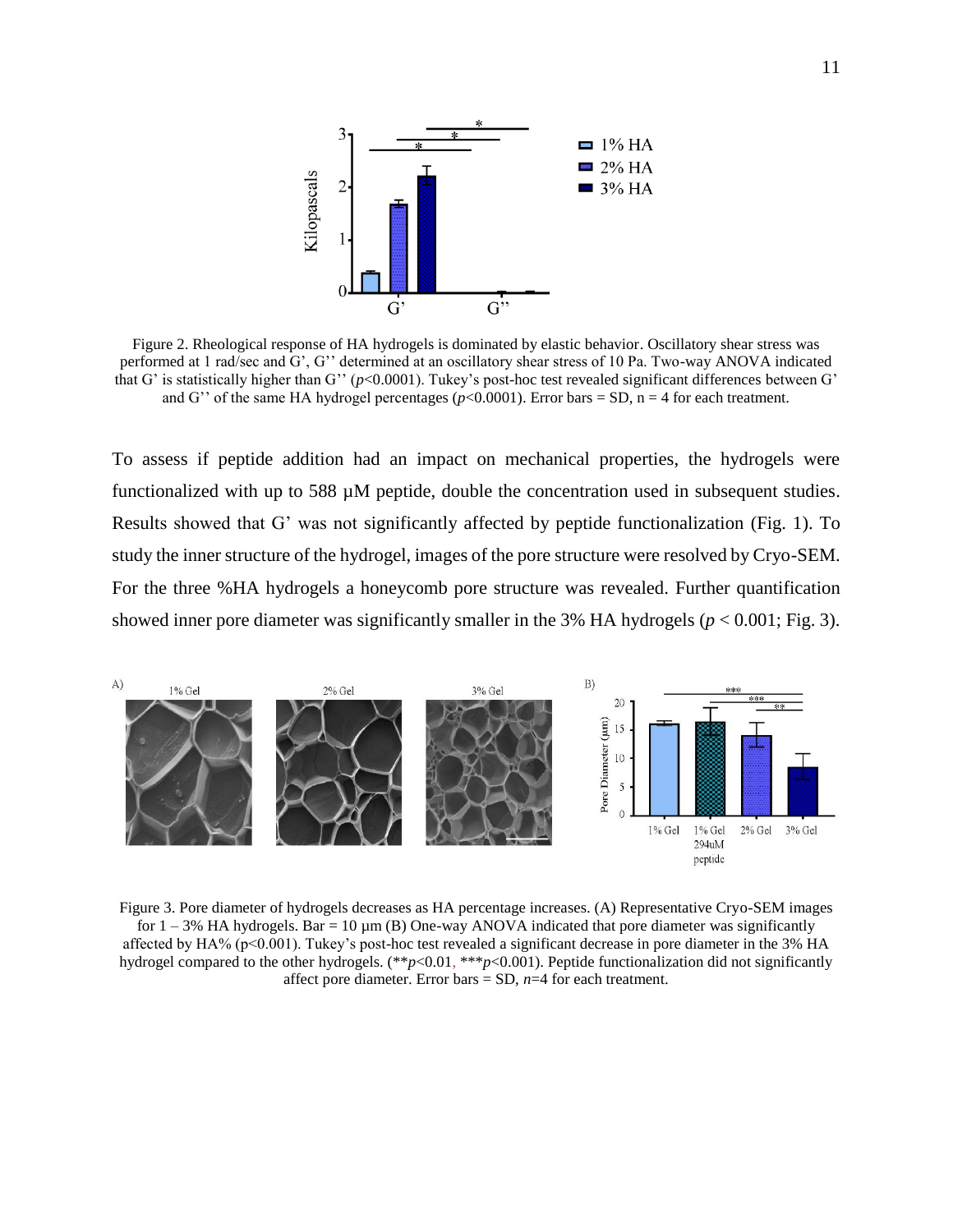Figure 2. Rheological response of HA hydrogels is dominated by elastic behavior. Oscillatory shear stress was performed at 1 rad/sec and G', G'' determined at an oscillatory shear stress of 10 Pa. Two-way ANOVA indicated that G' is statistically higher than G'' ($p<0.0001$). Tukey's post-hoc test revealed significant differences between G' and G'' of the same HA hydrogel percentages ($p<0.0001$). Error bars = SD, n = 4 for each treatment.

To assess if peptide addition had an impact on mechanical properties, the hydrogels were functionalized with up to 588 µM peptide, double the concentration used in subsequent studies. Results showed that G' was not significantly affected by peptide functionalization (Fig. 1). To study the inner structure of the hydrogel, images of the pore structure were resolved by Cryo-SEM. For the three %HA hydrogels a honeycomb pore structure was revealed. Further quantification showed inner pore diameter was significantly smaller in the 3% HA hydrogels ($p < 0.001$; Fig. 3).

Figure 3. Pore diameter of hydrogels decreases as HA percentage increases. (A) Representative Cryo-SEM images for 1 – 3% HA hydrogels. Bar = 10 µm (B) One-way ANOVA indicated that pore diameter was significantly affected by HA% ($p<0.001$). Tukey's post-hoc test revealed a significant decrease in pore diameter in the 3% HA hydrogel compared to the other hydrogels. (** $p<0.01$, *** $p<0.001$). Peptide functionalization did not significantly affect pore diameter. Error bars = SD, $n$=4 for each treatment.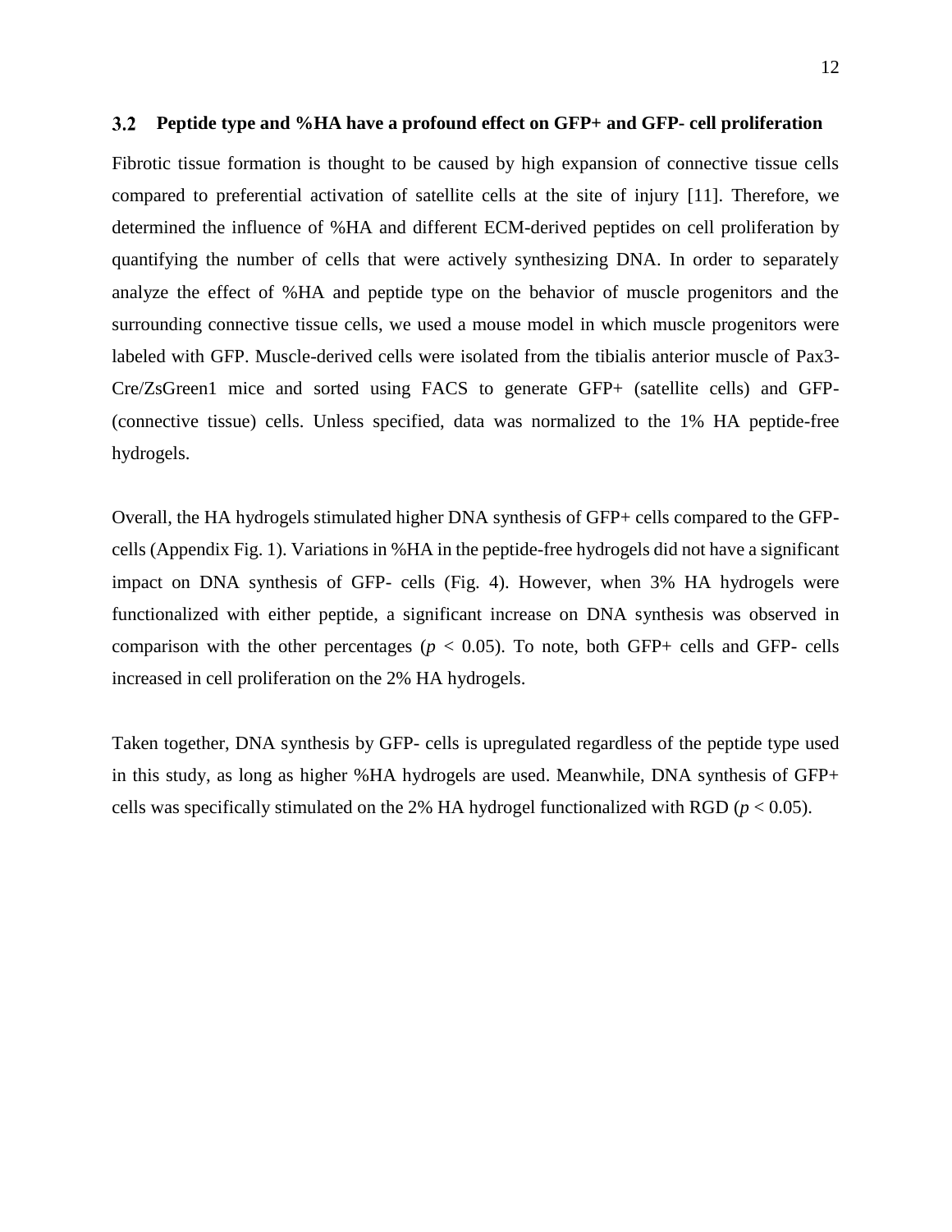## 3.2 Peptide type and %HA have a profound effect on GFP+ and GFP- cell proliferation

Fibrotic tissue formation is thought to be caused by high expansion of connective tissue cells compared to preferential activation of satellite cells at the site of injury [11]. Therefore, we determined the influence of %HA and different ECM-derived peptides on cell proliferation by quantifying the number of cells that were actively synthesizing DNA. In order to separately analyze the effect of %HA and peptide type on the behavior of muscle progenitors and the surrounding connective tissue cells, we used a mouse model in which muscle progenitors were labeled with GFP. Muscle-derived cells were isolated from the tibialis anterior muscle of Pax3-Cre/ZsGreen1 mice and sorted using FACS to generate GFP+ (satellite cells) and GFP- (connective tissue) cells. Unless specified, data was normalized to the 1% HA peptide-free hydrogels.

Overall, the HA hydrogels stimulated higher DNA synthesis of GFP+ cells compared to the GFP- cells (Appendix Fig. 1). Variations in %HA in the peptide-free hydrogels did not have a significant impact on DNA synthesis of GFP- cells (Fig. 4). However, when 3% HA hydrogels were functionalized with either peptide, a significant increase on DNA synthesis was observed in comparison with the other percentages ($p < 0.05$). To note, both GFP+ cells and GFP- cells increased in cell proliferation on the 2% HA hydrogels.

Taken together, DNA synthesis by GFP- cells is upregulated regardless of the peptide type used in this study, as long as higher %HA hydrogels are used. Meanwhile, DNA synthesis of GFP+ cells was specifically stimulated on the 2% HA hydrogel functionalized with RGD ($p < 0.05$).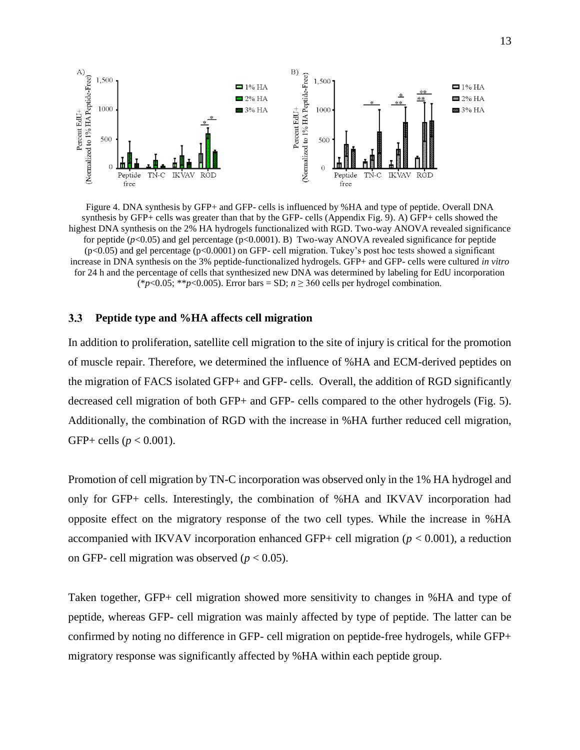Figure 4. DNA synthesis by GFP+ and GFP- cells is influenced by %HA and type of peptide. Overall DNA synthesis by GFP+ cells was greater than that by the GFP- cells (Appendix Fig. 9). A) GFP+ cells showed the highest DNA synthesis on the 2% HA hydrogels functionalized with RGD. Two-way ANOVA revealed significance for peptide ($p$<0.05) and gel percentage (p<0.0001). B) Two-way ANOVA revealed significance for peptide (p<0.05) and gel percentage (p<0.0001) on GFP- cell migration. Tukey's post hoc tests showed a significant increase in DNA synthesis on the 3% peptide-functionalized hydrogels. GFP+ and GFP- cells were cultured *in vitro* for 24 h and the percentage of cells that synthesized new DNA was determined by labeling for EdU incorporation (*$p$<0.05; **$p$<0.005). Error bars = SD; $n \geq 360$ cells per hydrogel combination.

### 3.3 Peptide type and %HA affects cell migration

In addition to proliferation, satellite cell migration to the site of injury is critical for the promotion of muscle repair. Therefore, we determined the influence of %HA and ECM-derived peptides on the migration of FACS isolated GFP+ and GFP- cells. Overall, the addition of RGD significantly decreased cell migration of both GFP+ and GFP- cells compared to the other hydrogels (Fig. 5). Additionally, the combination of RGD with the increase in %HA further reduced cell migration, GFP+ cells ($p < 0.001$).

Promotion of cell migration by TN-C incorporation was observed only in the 1% HA hydrogel and only for GFP+ cells. Interestingly, the combination of %HA and IKVAV incorporation had opposite effect on the migratory response of the two cell types. While the increase in %HA accompanied with IKVAV incorporation enhanced GFP+ cell migration ($p < 0.001$), a reduction on GFP- cell migration was observed ($p < 0.05$).

Taken together, GFP+ cell migration showed more sensitivity to changes in %HA and type of peptide, whereas GFP- cell migration was mainly affected by type of peptide. The latter can be confirmed by noting no difference in GFP- cell migration on peptide-free hydrogels, while GFP+ migratory response was significantly affected by %HA within each peptide group.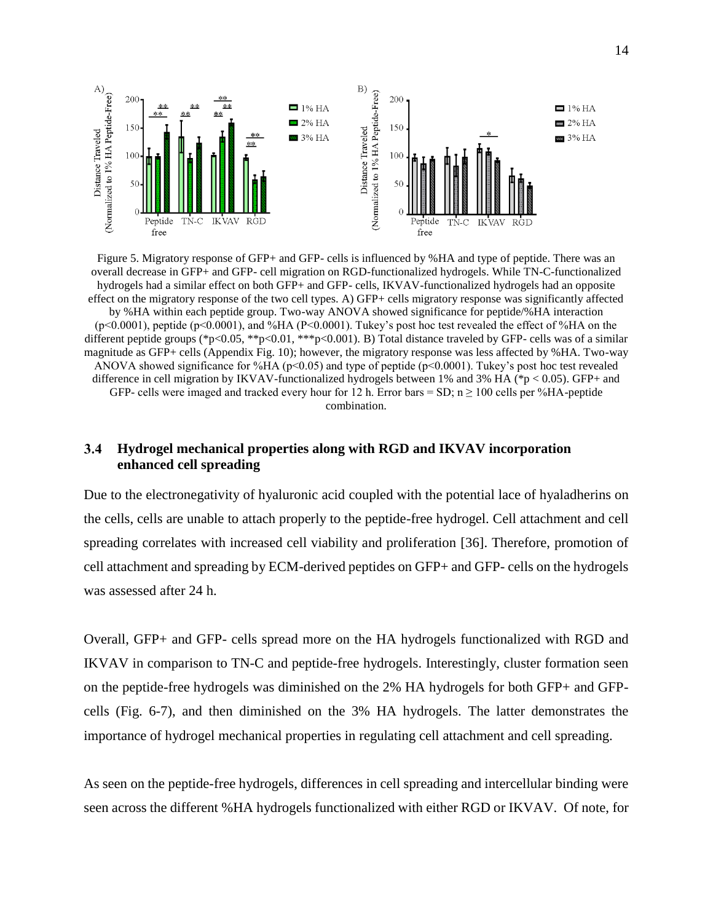Figure 5. Migratory response of GFP+ and GFP- cells is influenced by %HA and type of peptide. There was an overall decrease in GFP+ and GFP- cell migration on RGD-functionalized hydrogels. While TN-C-functionalized hydrogels had a similar effect on both GFP+ and GFP- cells, IKVAV-functionalized hydrogels had an opposite effect on the migratory response of the two cell types. A) GFP+ cells migratory response was significantly affected by %HA within each peptide group. Two-way ANOVA showed significance for peptide/%HA interaction ($p<0.0001$), peptide ($p<0.0001$), and %HA ($P<0.0001$). Tukey's post hoc test revealed the effect of %HA on the different peptide groups (*$p<0.05$, **$p<0.01$, ***$p<0.001$). B) Total distance traveled by GFP- cells was of a similar magnitude as GFP+ cells (Appendix Fig. 10); however, the migratory response was less affected by %HA. Two-way ANOVA showed significance for %HA ($p<0.05$) and type of peptide ($p<0.0001$). Tukey's post hoc test revealed difference in cell migration by IKVAV-functionalized hydrogels between 1% and 3% HA (*$p < 0.05$). GFP+ and GFP- cells were imaged and tracked every hour for 12 h. Error bars = SD; $n \geq 100$ cells per %HA-peptide combination.

### 3.4 Hydrogel mechanical properties along with RGD and IKVAV incorporation enhanced cell spreading

Due to the electronegativity of hyaluronic acid coupled with the potential lace of hyaladherins on the cells, cells are unable to attach properly to the peptide-free hydrogel. Cell attachment and cell spreading correlates with increased cell viability and proliferation [36]. Therefore, promotion of cell attachment and spreading by ECM-derived peptides on GFP+ and GFP- cells on the hydrogels was assessed after 24 h.

Overall, GFP+ and GFP- cells spread more on the HA hydrogels functionalized with RGD and IKVAV in comparison to TN-C and peptide-free hydrogels. Interestingly, cluster formation seen on the peptide-free hydrogels was diminished on the 2% HA hydrogels for both GFP+ and GFP- cells (Fig. 6-7), and then diminished on the 3% HA hydrogels. The latter demonstrates the importance of hydrogel mechanical properties in regulating cell attachment and cell spreading.

As seen on the peptide-free hydrogels, differences in cell spreading and intercellular binding were seen across the different %HA hydrogels functionalized with either RGD or IKVAV. Of note, for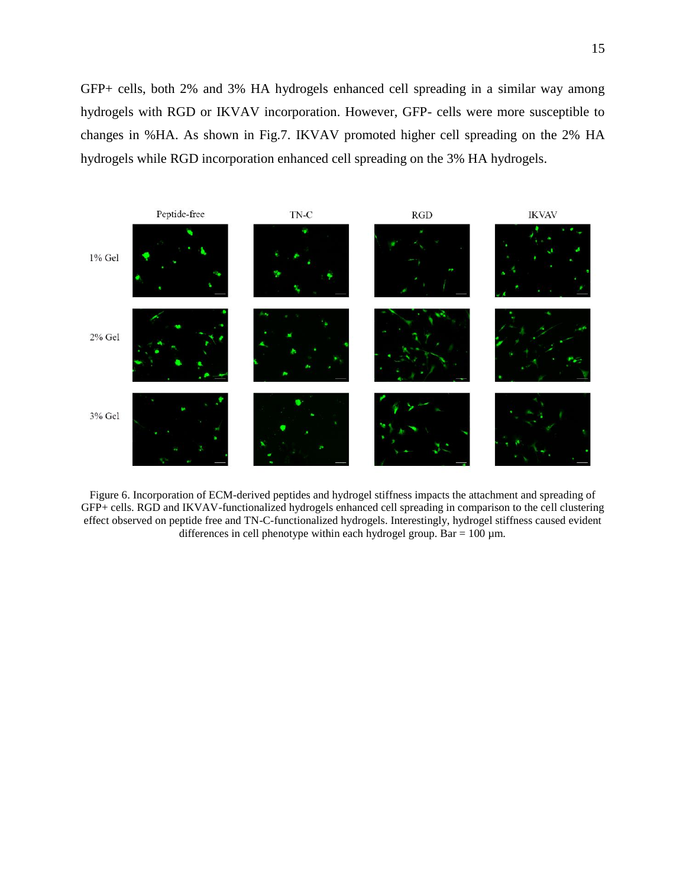GFP+ cells, both 2% and 3% HA hydrogels enhanced cell spreading in a similar way among hydrogels with RGD or IKVAV incorporation. However, GFP- cells were more susceptible to changes in %HA. As shown in Fig.7. IKVAV promoted higher cell spreading on the 2% HA hydrogels while RGD incorporation enhanced cell spreading on the 3% HA hydrogels.

Figure 6. Incorporation of ECM-derived peptides and hydrogel stiffness impacts the attachment and spreading of GFP+ cells. RGD and IKVAV-functionalized hydrogels enhanced cell spreading in comparison to the cell clustering effect observed on peptide free and TN-C-functionalized hydrogels. Interestingly, hydrogel stiffness caused evident differences in cell phenotype within each hydrogel group. Bar = 100 µm.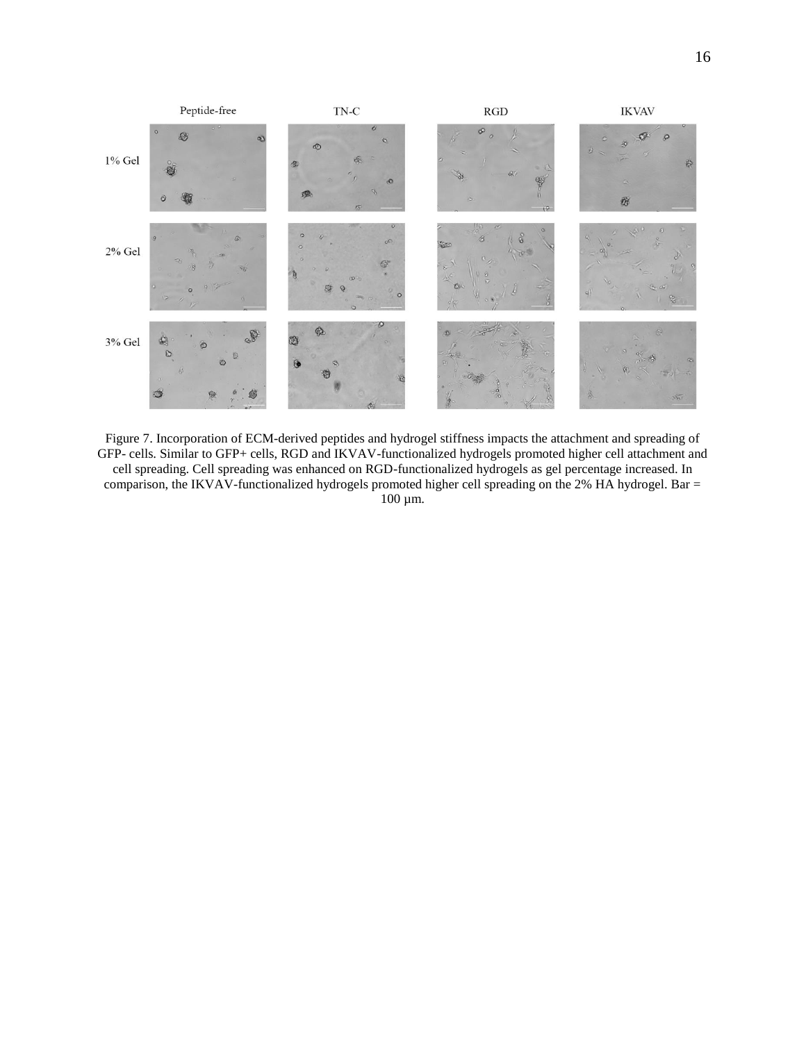Figure 7. Incorporation of ECM-derived peptides and hydrogel stiffness impacts the attachment and spreading of GFP- cells. Similar to GFP+ cells, RGD and IKVAV-functionalized hydrogels promoted higher cell attachment and cell spreading. Cell spreading was enhanced on RGD-functionalized hydrogels as gel percentage increased. In comparison, the IKVAV-functionalized hydrogels promoted higher cell spreading on the 2% HA hydrogel. Bar = 100 µm.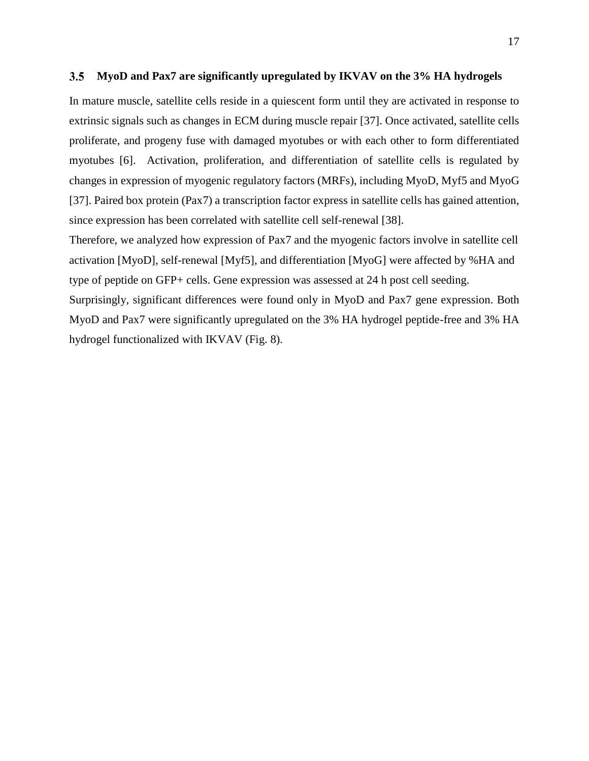### 3.5 MyoD and Pax7 are significantly upregulated by IKVAV on the 3% HA hydrogels

In mature muscle, satellite cells reside in a quiescent form until they are activated in response to extrinsic signals such as changes in ECM during muscle repair [37]. Once activated, satellite cells proliferate, and progeny fuse with damaged myotubes or with each other to form differentiated myotubes [6]. Activation, proliferation, and differentiation of satellite cells is regulated by changes in expression of myogenic regulatory factors (MRFs), including MyoD, Myf5 and MyoG [37]. Paired box protein (Pax7) a transcription factor express in satellite cells has gained attention, since expression has been correlated with satellite cell self-renewal [38].

Therefore, we analyzed how expression of Pax7 and the myogenic factors involve in satellite cell activation [MyoD], self-renewal [Myf5], and differentiation [MyoG] were affected by %HA and type of peptide on GFP+ cells. Gene expression was assessed at 24 h post cell seeding.

Surprisingly, significant differences were found only in MyoD and Pax7 gene expression. Both MyoD and Pax7 were significantly upregulated on the 3% HA hydrogel peptide-free and 3% HA hydrogel functionalized with IKVAV (Fig. 8).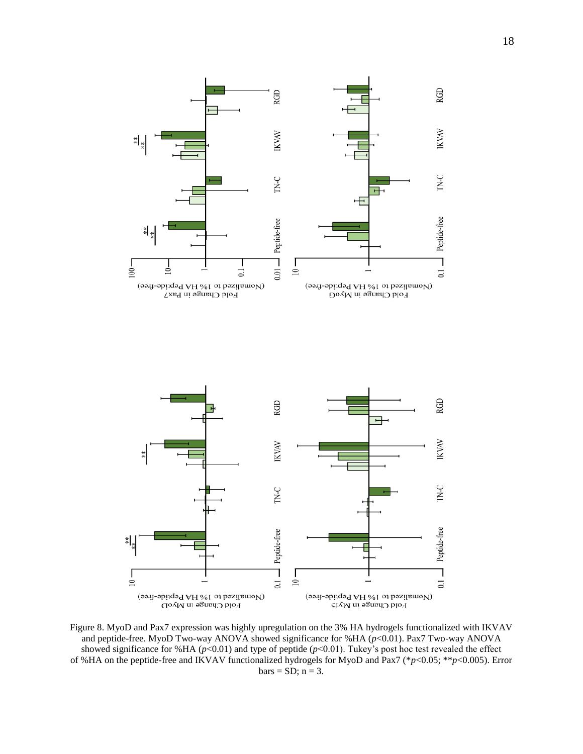Figure 8. MyoD and Pax7 expression was highly upregulation on the 3% HA hydrogels functionalized with IKVAV and peptide-free. MyoD Two-way ANOVA showed significance for %HA ($p<0.01$). Pax7 Two-way ANOVA showed significance for %HA ($p<0.01$) and type of peptide ($p<0.01$). Tukey's post hoc test revealed the effect of %HA on the peptide-free and IKVAV functionalized hydrogels for MyoD and Pax7 (\*$p<0.05$; \*\*$p<0.005$). Error bars = SD; n = 3.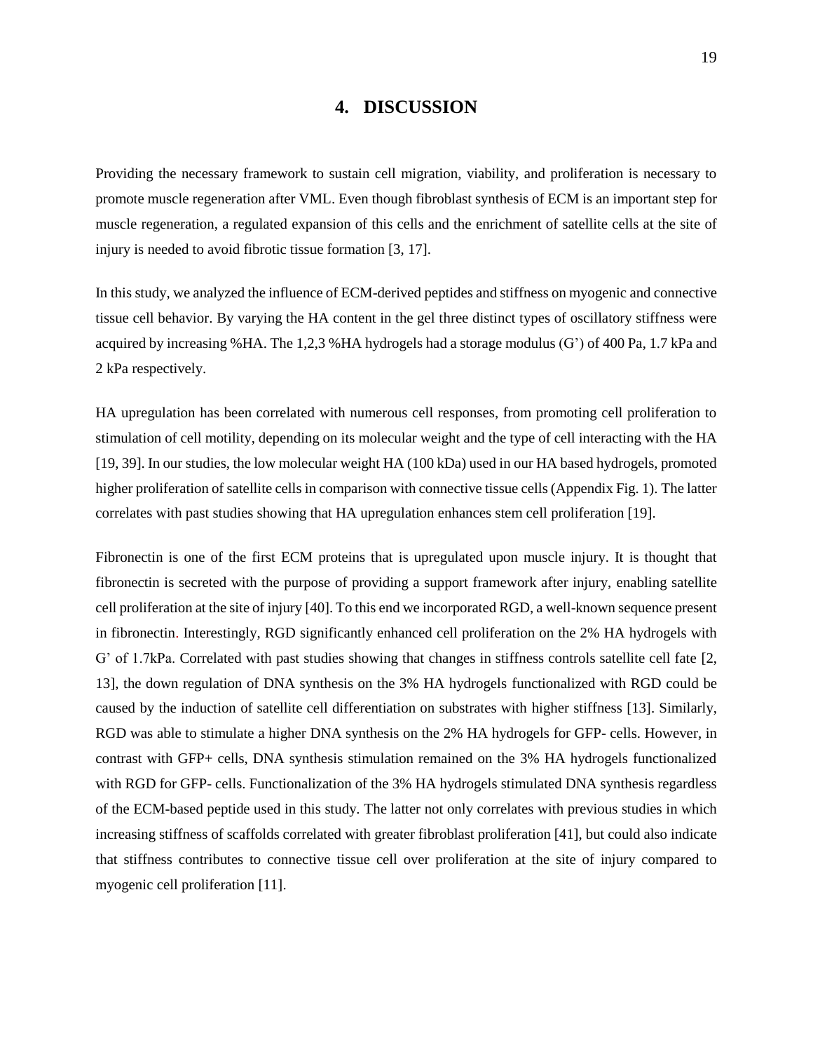# 4. DISCUSSION

Providing the necessary framework to sustain cell migration, viability, and proliferation is necessary to promote muscle regeneration after VML. Even though fibroblast synthesis of ECM is an important step for muscle regeneration, a regulated expansion of this cells and the enrichment of satellite cells at the site of injury is needed to avoid fibrotic tissue formation [3, 17].

In this study, we analyzed the influence of ECM-derived peptides and stiffness on myogenic and connective tissue cell behavior. By varying the HA content in the gel three distinct types of oscillatory stiffness were acquired by increasing %HA. The 1,2,3 %HA hydrogels had a storage modulus (G') of 400 Pa, 1.7 kPa and 2 kPa respectively.

HA upregulation has been correlated with numerous cell responses, from promoting cell proliferation to stimulation of cell motility, depending on its molecular weight and the type of cell interacting with the HA [19, 39]. In our studies, the low molecular weight HA (100 kDa) used in our HA based hydrogels, promoted higher proliferation of satellite cells in comparison with connective tissue cells (Appendix Fig. 1). The latter correlates with past studies showing that HA upregulation enhances stem cell proliferation [19].

Fibronectin is one of the first ECM proteins that is upregulated upon muscle injury. It is thought that fibronectin is secreted with the purpose of providing a support framework after injury, enabling satellite cell proliferation at the site of injury [40]. To this end we incorporated RGD, a well-known sequence present in fibronectin. Interestingly, RGD significantly enhanced cell proliferation on the 2% HA hydrogels with G' of 1.7kPa. Correlated with past studies showing that changes in stiffness controls satellite cell fate [2, 13], the down regulation of DNA synthesis on the 3% HA hydrogels functionalized with RGD could be caused by the induction of satellite cell differentiation on substrates with higher stiffness [13]. Similarly, RGD was able to stimulate a higher DNA synthesis on the 2% HA hydrogels for GFP- cells. However, in contrast with GFP+ cells, DNA synthesis stimulation remained on the 3% HA hydrogels functionalized with RGD for GFP- cells. Functionalization of the 3% HA hydrogels stimulated DNA synthesis regardless of the ECM-based peptide used in this study. The latter not only correlates with previous studies in which increasing stiffness of scaffolds correlated with greater fibroblast proliferation [41], but could also indicate that stiffness contributes to connective tissue cell over proliferation at the site of injury compared to myogenic cell proliferation [11].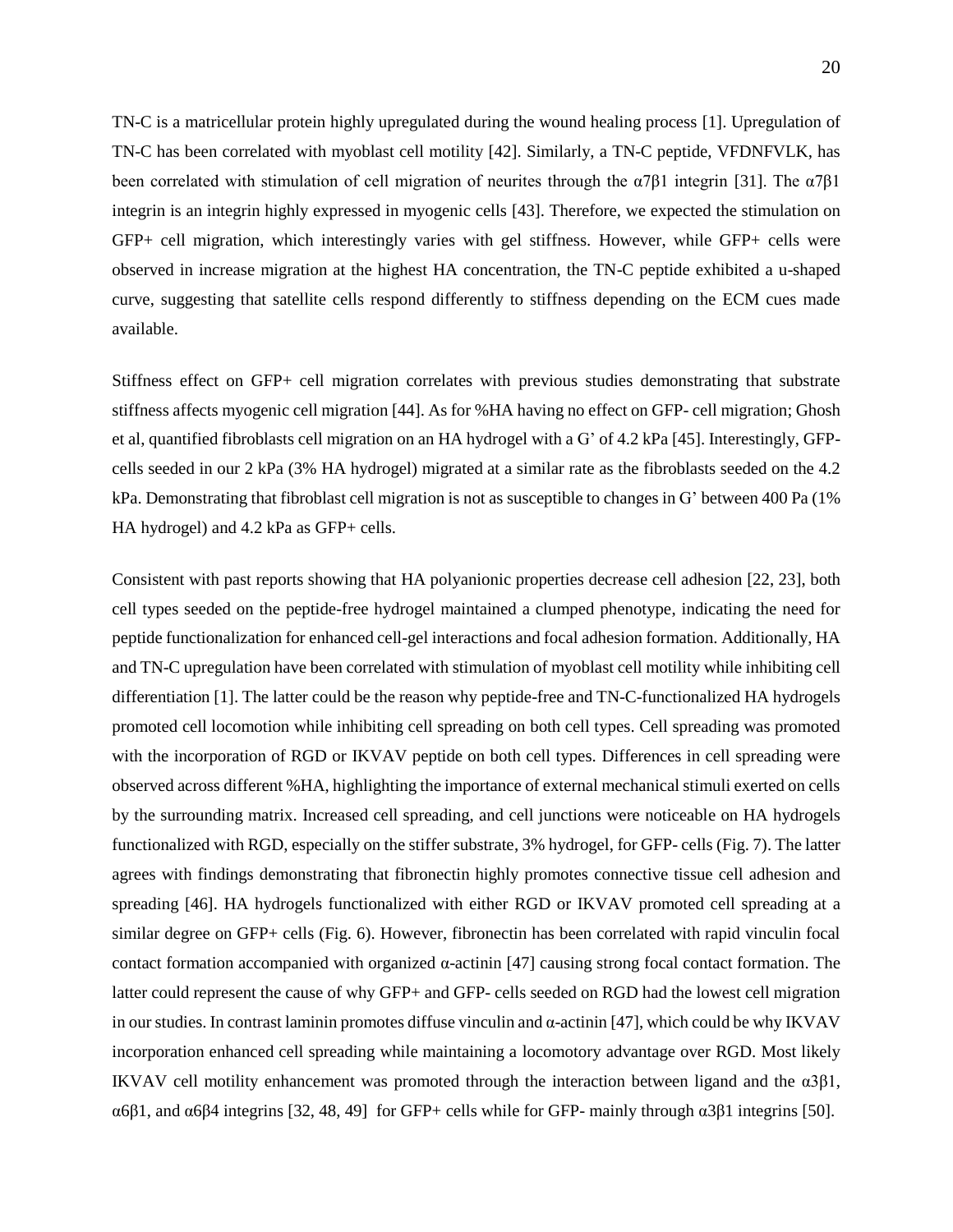TN-C is a matricellular protein highly upregulated during the wound healing process [1]. Upregulation of TN-C has been correlated with myoblast cell motility [42]. Similarly, a TN-C peptide, VFDNFVLK, has been correlated with stimulation of cell migration of neurites through the $\alpha7\beta1$ integrin [31]. The $\alpha7\beta1$ integrin is an integrin highly expressed in myogenic cells [43]. Therefore, we expected the stimulation on GFP+ cell migration, which interestingly varies with gel stiffness. However, while GFP+ cells were observed in increase migration at the highest HA concentration, the TN-C peptide exhibited a u-shaped curve, suggesting that satellite cells respond differently to stiffness depending on the ECM cues made available.

Stiffness effect on GFP+ cell migration correlates with previous studies demonstrating that substrate stiffness affects myogenic cell migration [44]. As for %HA having no effect on GFP- cell migration; Ghosh et al, quantified fibroblasts cell migration on an HA hydrogel with a G' of 4.2 kPa [45]. Interestingly, GFP- cells seeded in our 2 kPa (3% HA hydrogel) migrated at a similar rate as the fibroblasts seeded on the 4.2 kPa. Demonstrating that fibroblast cell migration is not as susceptible to changes in G' between 400 Pa (1% HA hydrogel) and 4.2 kPa as GFP+ cells.

Consistent with past reports showing that HA polyanionic properties decrease cell adhesion [22, 23], both cell types seeded on the peptide-free hydrogel maintained a clumped phenotype, indicating the need for peptide functionalization for enhanced cell-gel interactions and focal adhesion formation. Additionally, HA and TN-C upregulation have been correlated with stimulation of myoblast cell motility while inhibiting cell differentiation [1]. The latter could be the reason why peptide-free and TN-C-functionalized HA hydrogels promoted cell locomotion while inhibiting cell spreading on both cell types. Cell spreading was promoted with the incorporation of RGD or IKVAV peptide on both cell types. Differences in cell spreading were observed across different %HA, highlighting the importance of external mechanical stimuli exerted on cells by the surrounding matrix. Increased cell spreading, and cell junctions were noticeable on HA hydrogels functionalized with RGD, especially on the stiffer substrate, 3% hydrogel, for GFP- cells (Fig. 7). The latter agrees with findings demonstrating that fibronectin highly promotes connective tissue cell adhesion and spreading [46]. HA hydrogels functionalized with either RGD or IKVAV promoted cell spreading at a similar degree on GFP+ cells (Fig. 6). However, fibronectin has been correlated with rapid vinculin focal contact formation accompanied with organized α-actinin [47] causing strong focal contact formation. The latter could represent the cause of why GFP+ and GFP- cells seeded on RGD had the lowest cell migration in our studies. In contrast laminin promotes diffuse vinculin and α-actinin [47], which could be why IKVAV incorporation enhanced cell spreading while maintaining a locomotory advantage over RGD. Most likely IKVAV cell motility enhancement was promoted through the interaction between ligand and the $\alpha3\beta1$, $\alpha6\beta1$, and $\alpha6\beta4$ integrins [32, 48, 49] for GFP+ cells while for GFP- mainly through $\alpha3\beta1$ integrins [50].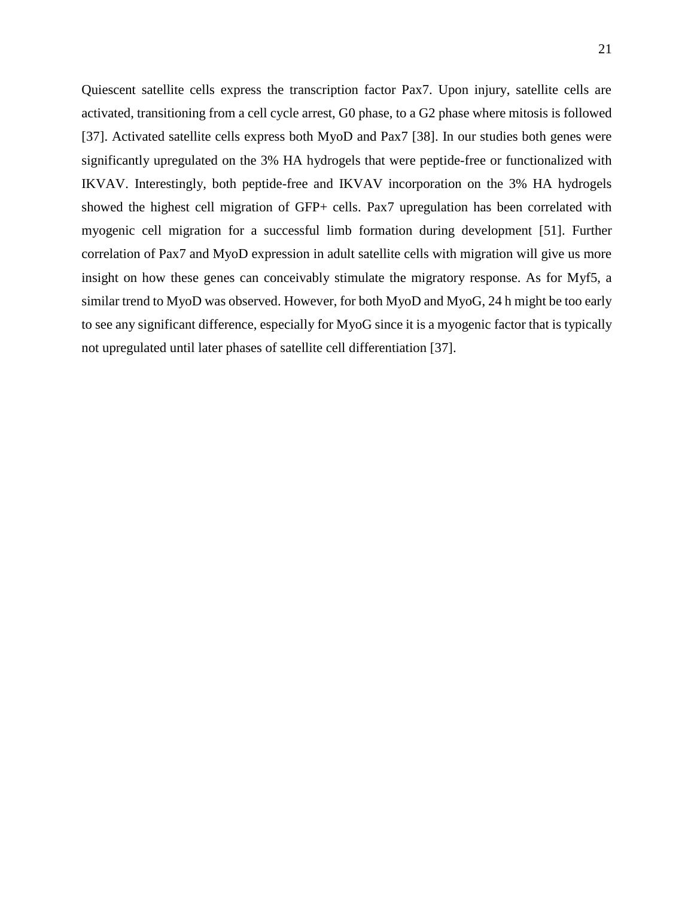Quiescent satellite cells express the transcription factor Pax7. Upon injury, satellite cells are activated, transitioning from a cell cycle arrest, G0 phase, to a G2 phase where mitosis is followed [37]. Activated satellite cells express both MyoD and Pax7 [38]. In our studies both genes were significantly upregulated on the 3% HA hydrogels that were peptide-free or functionalized with IKVAV. Interestingly, both peptide-free and IKVAV incorporation on the 3% HA hydrogels showed the highest cell migration of GFP+ cells. Pax7 upregulation has been correlated with myogenic cell migration for a successful limb formation during development [51]. Further correlation of Pax7 and MyoD expression in adult satellite cells with migration will give us more insight on how these genes can conceivably stimulate the migratory response. As for Myf5, a similar trend to MyoD was observed. However, for both MyoD and MyoG, 24 h might be too early to see any significant difference, especially for MyoG since it is a myogenic factor that is typically not upregulated until later phases of satellite cell differentiation [37].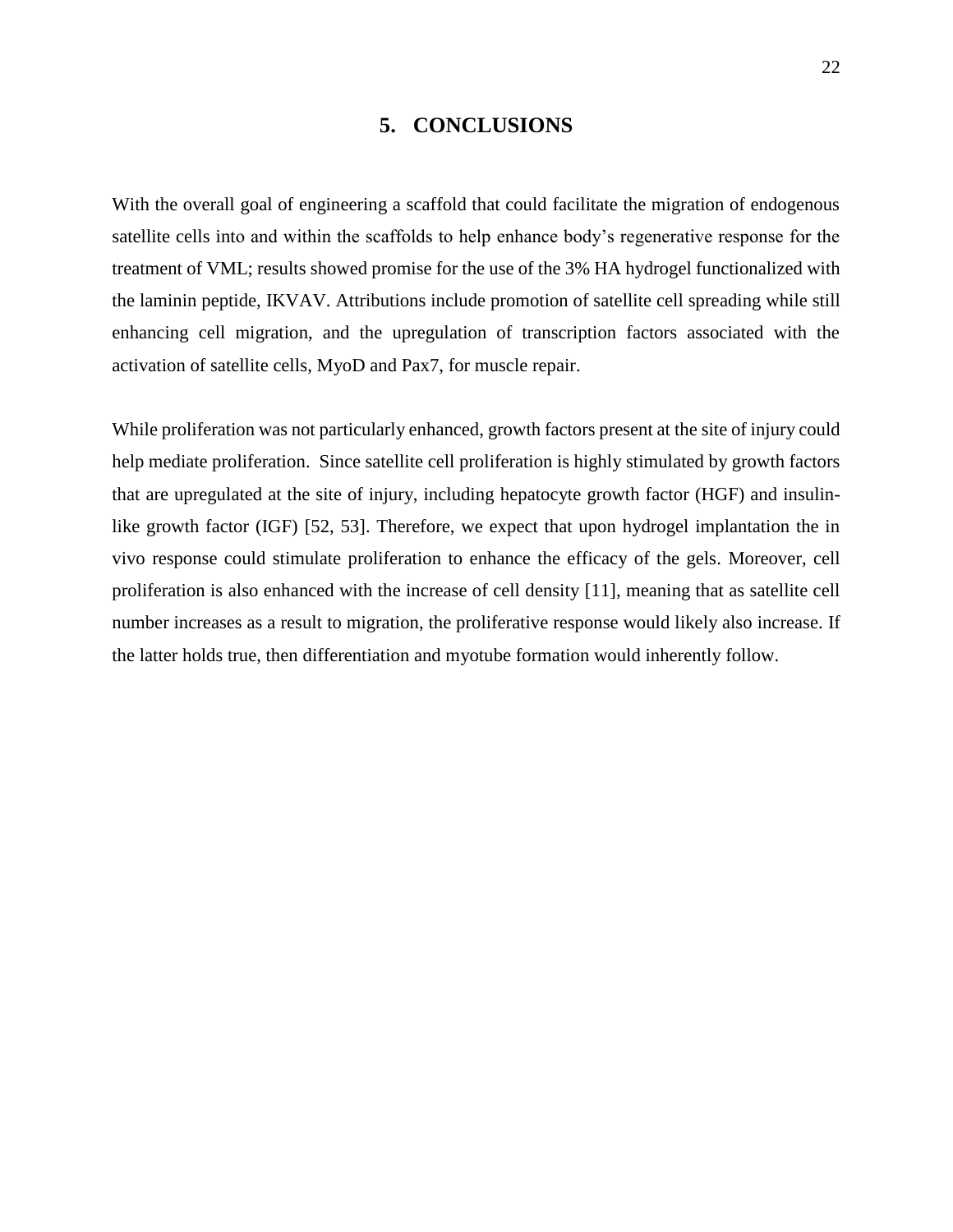# 5. CONCLUSIONS

With the overall goal of engineering a scaffold that could facilitate the migration of endogenous satellite cells into and within the scaffolds to help enhance body's regenerative response for the treatment of VML; results showed promise for the use of the 3% HA hydrogel functionalized with the laminin peptide, IKVAV. Attributions include promotion of satellite cell spreading while still enhancing cell migration, and the upregulation of transcription factors associated with the activation of satellite cells, MyoD and Pax7, for muscle repair.

While proliferation was not particularly enhanced, growth factors present at the site of injury could help mediate proliferation. Since satellite cell proliferation is highly stimulated by growth factors that are upregulated at the site of injury, including hepatocyte growth factor (HGF) and insulin-like growth factor (IGF) [52, 53]. Therefore, we expect that upon hydrogel implantation the in vivo response could stimulate proliferation to enhance the efficacy of the gels. Moreover, cell proliferation is also enhanced with the increase of cell density [11], meaning that as satellite cell number increases as a result to migration, the proliferative response would likely also increase. If the latter holds true, then differentiation and myotube formation would inherently follow.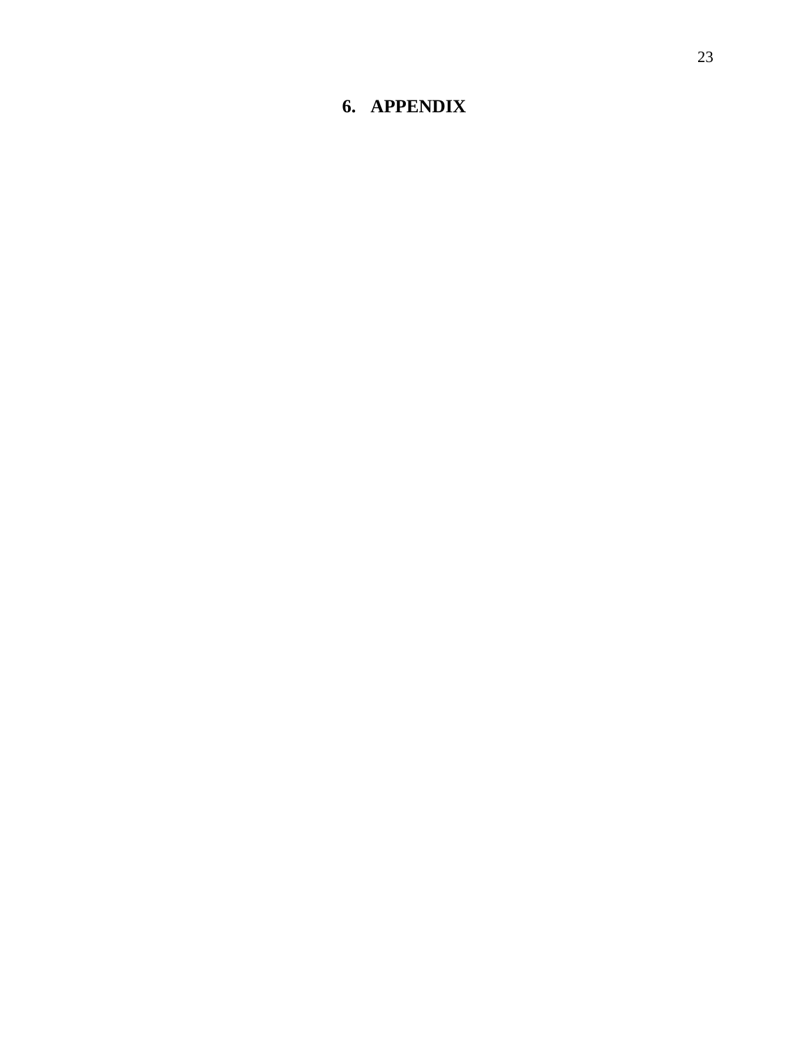# 6. APPENDIX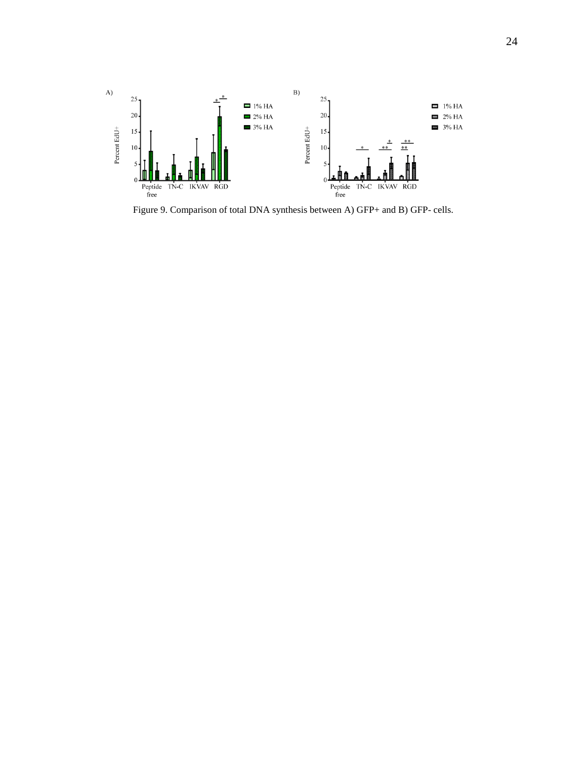Figure 9. Comparison of total DNA synthesis between A) GFP+ and B) GFP- cells.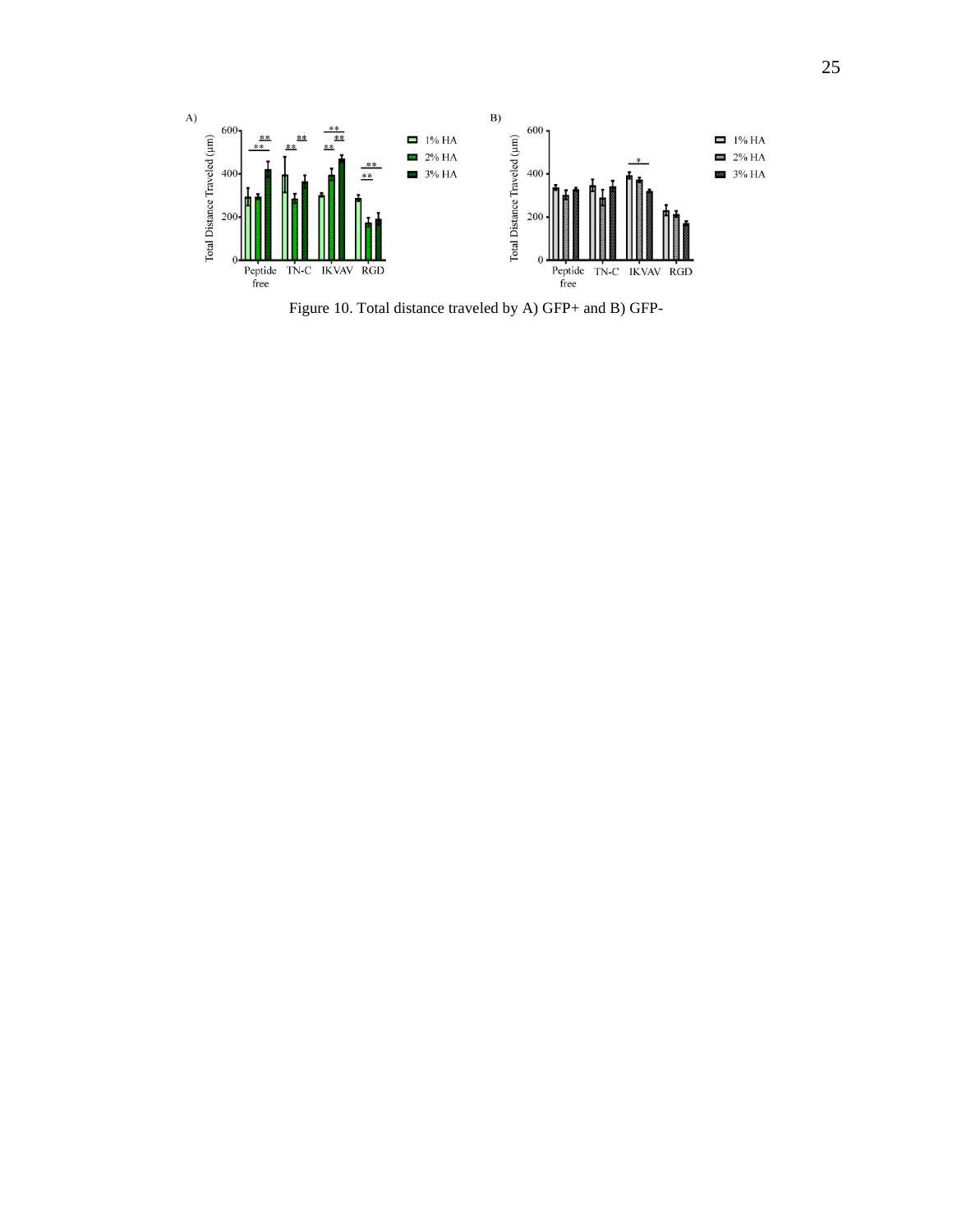Figure 10. Total distance traveled by A) GFP+ and B) GFP-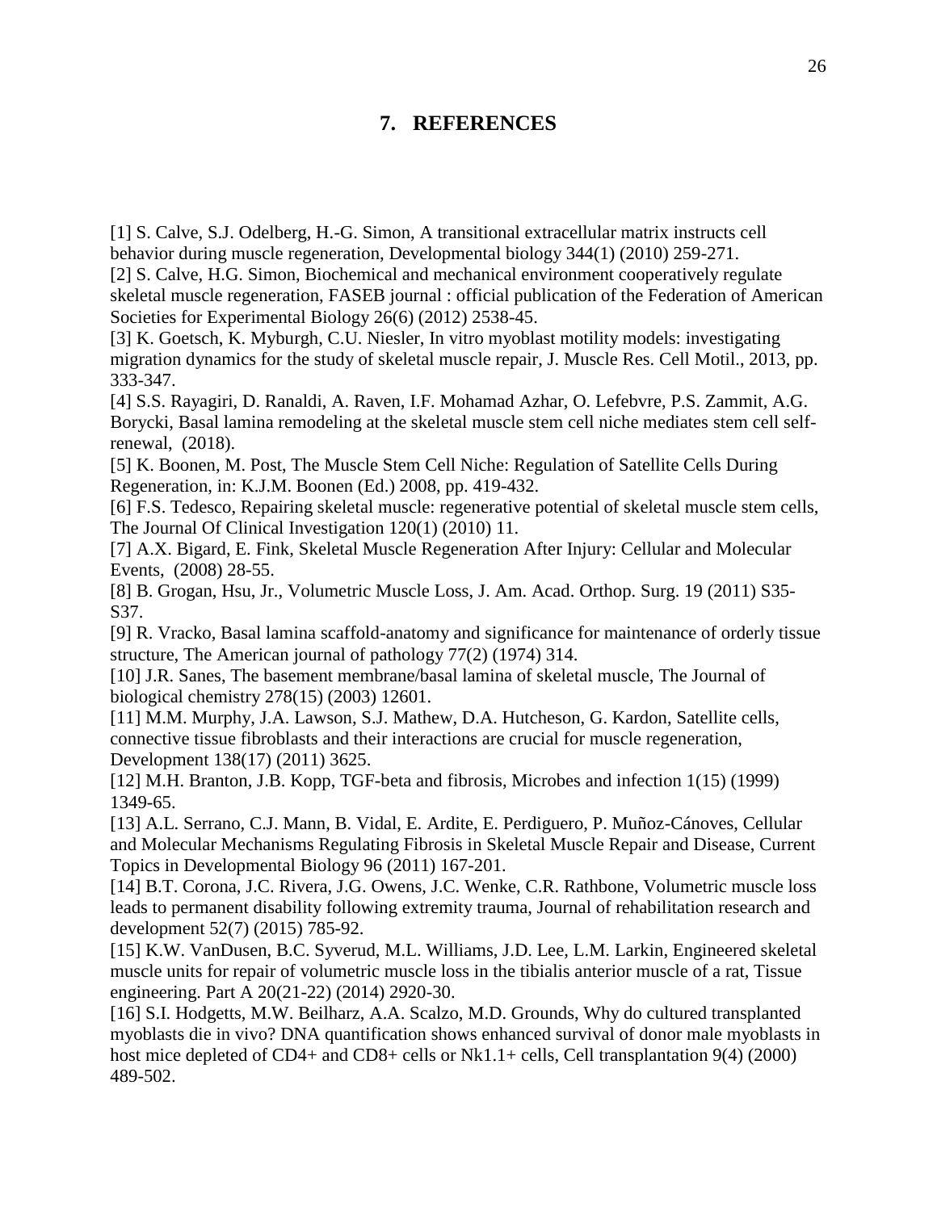# 7. REFERENCES

[1] S. Calve, S.J. Odelberg, H.-G. Simon, A transitional extracellular matrix instructs cell behavior during muscle regeneration, Developmental biology 344(1) (2010) 259-271.
[2] S. Calve, H.G. Simon, Biochemical and mechanical environment cooperatively regulate skeletal muscle regeneration, FASEB journal : official publication of the Federation of American Societies for Experimental Biology 26(6) (2012) 2538-45.
[3] K. Goetsch, K. Myburgh, C.U. Niesler, In vitro myoblast motility models: investigating migration dynamics for the study of skeletal muscle repair, J. Muscle Res. Cell Motil., 2013, pp. 333-347.
[4] S.S. Rayagiri, D. Ranaldi, A. Raven, I.F. Mohamad Azhar, O. Lefebvre, P.S. Zammit, A.G. Borycki, Basal lamina remodeling at the skeletal muscle stem cell niche mediates stem cell self-renewal, (2018).
[5] K. Boonen, M. Post, The Muscle Stem Cell Niche: Regulation of Satellite Cells During Regeneration, in: K.J.M. Boonen (Ed.) 2008, pp. 419-432.
[6] F.S. Tedesco, Repairing skeletal muscle: regenerative potential of skeletal muscle stem cells, The Journal Of Clinical Investigation 120(1) (2010) 11.
[7] A.X. Bigard, E. Fink, Skeletal Muscle Regeneration After Injury: Cellular and Molecular Events, (2008) 28-55.
[8] B. Grogan, Hsu, Jr., Volumetric Muscle Loss, J. Am. Acad. Orthop. Surg. 19 (2011) S35-S37.
[9] R. Vracko, Basal lamina scaffold-anatomy and significance for maintenance of orderly tissue structure, The American journal of pathology 77(2) (1974) 314.
[10] J.R. Sanes, The basement membrane/basal lamina of skeletal muscle, The Journal of biological chemistry 278(15) (2003) 12601.
[11] M.M. Murphy, J.A. Lawson, S.J. Mathew, D.A. Hutcheson, G. Kardon, Satellite cells, connective tissue fibroblasts and their interactions are crucial for muscle regeneration, Development 138(17) (2011) 3625.
[12] M.H. Branton, J.B. Kopp, TGF-beta and fibrosis, Microbes and infection 1(15) (1999) 1349-65.
[13] A.L. Serrano, C.J. Mann, B. Vidal, E. Ardite, E. Perdiguero, P. Muñoz-Cánoves, Cellular and Molecular Mechanisms Regulating Fibrosis in Skeletal Muscle Repair and Disease, Current Topics in Developmental Biology 96 (2011) 167-201.
[14] B.T. Corona, J.C. Rivera, J.G. Owens, J.C. Wenke, C.R. Rathbone, Volumetric muscle loss leads to permanent disability following extremity trauma, Journal of rehabilitation research and development 52(7) (2015) 785-92.
[15] K.W. VanDusen, B.C. Syverud, M.L. Williams, J.D. Lee, L.M. Larkin, Engineered skeletal muscle units for repair of volumetric muscle loss in the tibialis anterior muscle of a rat, Tissue engineering. Part A 20(21-22) (2014) 2920-30.
[16] S.I. Hodgetts, M.W. Beilharz, A.A. Scalzo, M.D. Grounds, Why do cultured transplanted myoblasts die in vivo? DNA quantification shows enhanced survival of donor male myoblasts in host mice depleted of CD4+ and CD8+ cells or Nk1.1+ cells, Cell transplantation 9(4) (2000) 489-502.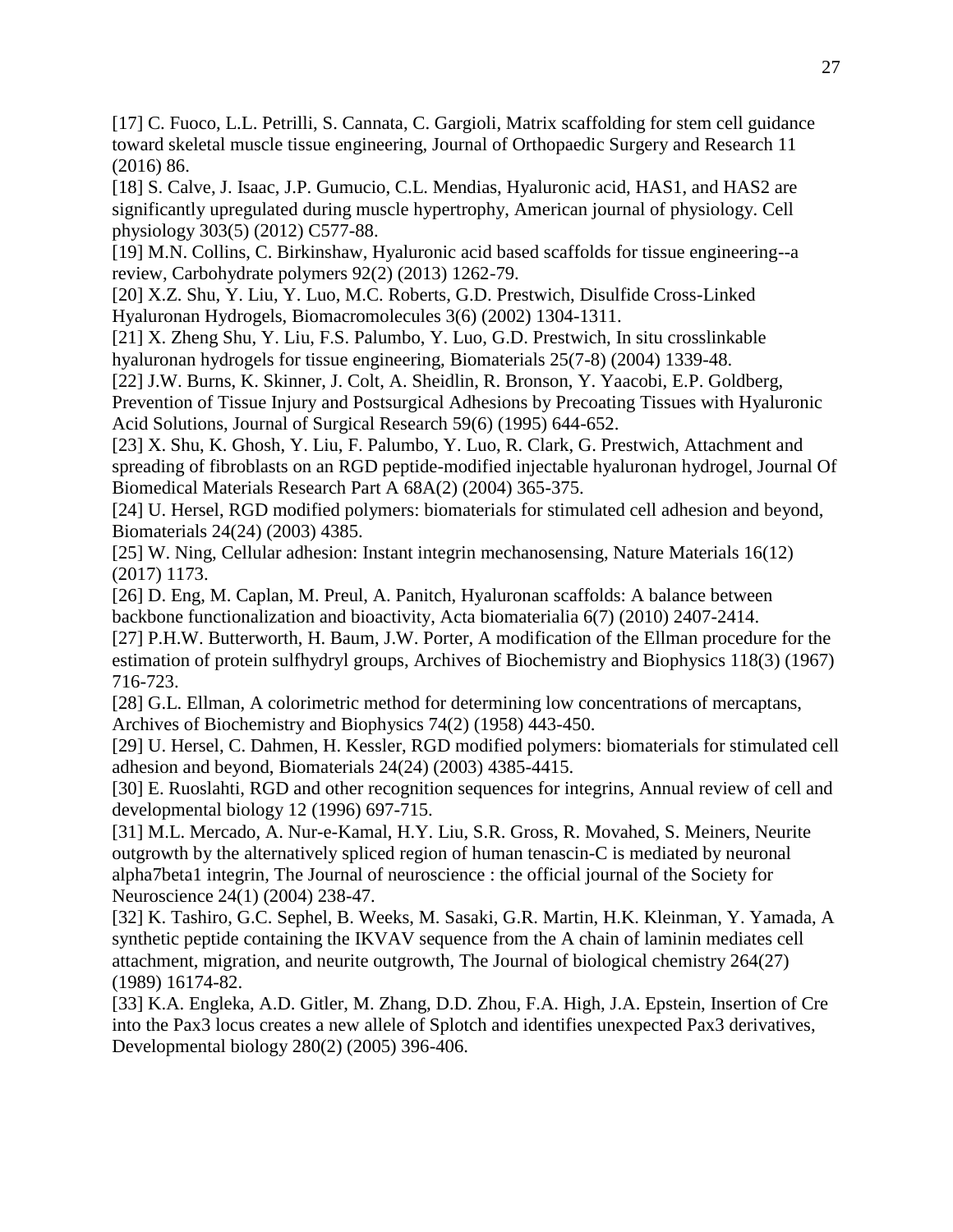[17] C. Fuoco, L.L. Petrilli, S. Cannata, C. Gargioli, Matrix scaffolding for stem cell guidance toward skeletal muscle tissue engineering, Journal of Orthopaedic Surgery and Research 11 (2016) 86.

[18] S. Calve, J. Isaac, J.P. Gumucio, C.L. Mendias, Hyaluronic acid, HAS1, and HAS2 are significantly upregulated during muscle hypertrophy, American journal of physiology. Cell physiology 303(5) (2012) C577-88.

[19] M.N. Collins, C. Birkinshaw, Hyaluronic acid based scaffolds for tissue engineering--a review, Carbohydrate polymers 92(2) (2013) 1262-79.

[20] X.Z. Shu, Y. Liu, Y. Luo, M.C. Roberts, G.D. Prestwich, Disulfide Cross-Linked Hyaluronan Hydrogels, Biomacromolecules 3(6) (2002) 1304-1311.

[21] X. Zheng Shu, Y. Liu, F.S. Palumbo, Y. Luo, G.D. Prestwich, In situ crosslinkable hyaluronan hydrogels for tissue engineering, Biomaterials 25(7-8) (2004) 1339-48.

[22] J.W. Burns, K. Skinner, J. Colt, A. Sheidlin, R. Bronson, Y. Yaacobi, E.P. Goldberg, Prevention of Tissue Injury and Postsurgical Adhesions by Precoating Tissues with Hyaluronic Acid Solutions, Journal of Surgical Research 59(6) (1995) 644-652.

[23] X. Shu, K. Ghosh, Y. Liu, F. Palumbo, Y. Luo, R. Clark, G. Prestwich, Attachment and spreading of fibroblasts on an RGD peptide-modified injectable hyaluronan hydrogel, Journal Of Biomedical Materials Research Part A 68A(2) (2004) 365-375.

[24] U. Hersel, RGD modified polymers: biomaterials for stimulated cell adhesion and beyond, Biomaterials 24(24) (2003) 4385.

[25] W. Ning, Cellular adhesion: Instant integrin mechanosensing, Nature Materials 16(12) (2017) 1173.

[26] D. Eng, M. Caplan, M. Preul, A. Panitch, Hyaluronan scaffolds: A balance between backbone functionalization and bioactivity, Acta biomaterialia 6(7) (2010) 2407-2414.

[27] P.H.W. Butterworth, H. Baum, J.W. Porter, A modification of the Ellman procedure for the estimation of protein sulfhydryl groups, Archives of Biochemistry and Biophysics 118(3) (1967) 716-723.

[28] G.L. Ellman, A colorimetric method for determining low concentrations of mercaptans, Archives of Biochemistry and Biophysics 74(2) (1958) 443-450.

[29] U. Hersel, C. Dahmen, H. Kessler, RGD modified polymers: biomaterials for stimulated cell adhesion and beyond, Biomaterials 24(24) (2003) 4385-4415.

[30] E. Ruoslahti, RGD and other recognition sequences for integrins, Annual review of cell and developmental biology 12 (1996) 697-715.

[31] M.L. Mercado, A. Nur-e-Kamal, H.Y. Liu, S.R. Gross, R. Movahed, S. Meiners, Neurite outgrowth by the alternatively spliced region of human tenascin-C is mediated by neuronal alpha7beta1 integrin, The Journal of neuroscience : the official journal of the Society for Neuroscience 24(1) (2004) 238-47.

[32] K. Tashiro, G.C. Sephel, B. Weeks, M. Sasaki, G.R. Martin, H.K. Kleinman, Y. Yamada, A synthetic peptide containing the IKVAV sequence from the A chain of laminin mediates cell attachment, migration, and neurite outgrowth, The Journal of biological chemistry 264(27) (1989) 16174-82.

[33] K.A. Engleka, A.D. Gitler, M. Zhang, D.D. Zhou, F.A. High, J.A. Epstein, Insertion of Cre into the Pax3 locus creates a new allele of Splotch and identifies unexpected Pax3 derivatives, Developmental biology 280(2) (2005) 396-406.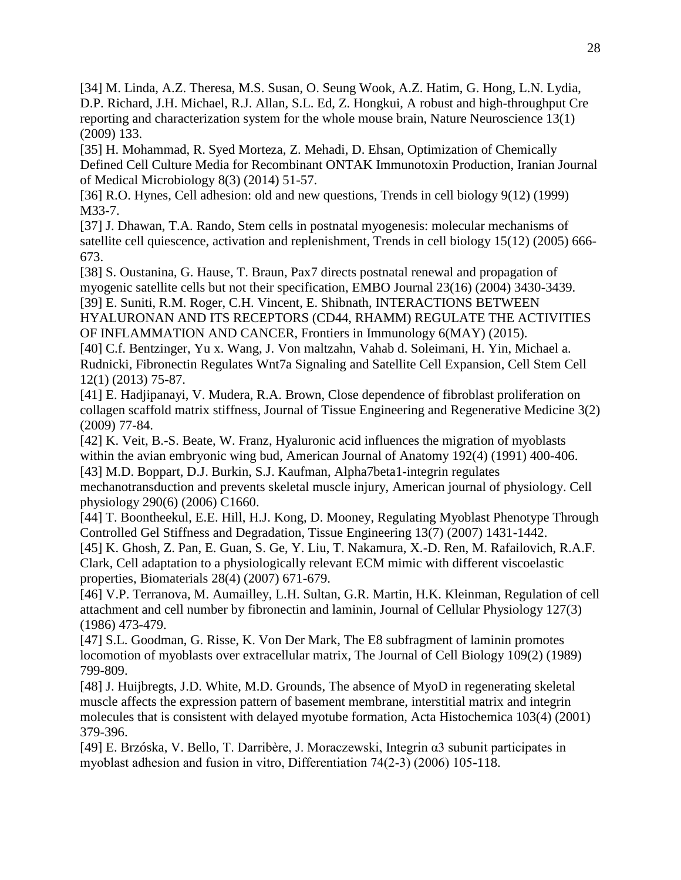[34] M. Linda, A.Z. Theresa, M.S. Susan, O. Seung Wook, A.Z. Hatim, G. Hong, L.N. Lydia, D.P. Richard, J.H. Michael, R.J. Allan, S.L. Ed, Z. Hongkui, A robust and high-throughput Cre reporting and characterization system for the whole mouse brain, Nature Neuroscience 13(1) (2009) 133.

[35] H. Mohammad, R. Syed Morteza, Z. Mehadi, D. Ehsan, Optimization of Chemically Defined Cell Culture Media for Recombinant ONTAK Immunotoxin Production, Iranian Journal of Medical Microbiology 8(3) (2014) 51-57.

[36] R.O. Hynes, Cell adhesion: old and new questions, Trends in cell biology 9(12) (1999) M33-7.

[37] J. Dhawan, T.A. Rando, Stem cells in postnatal myogenesis: molecular mechanisms of satellite cell quiescence, activation and replenishment, Trends in cell biology 15(12) (2005) 666-673.

[38] S. Oustanina, G. Hause, T. Braun, Pax7 directs postnatal renewal and propagation of myogenic satellite cells but not their specification, EMBO Journal 23(16) (2004) 3430-3439.

[39] E. Suniti, R.M. Roger, C.H. Vincent, E. Shibnath, INTERACTIONS BETWEEN HYALURONAN AND ITS RECEPTORS (CD44, RHAMM) REGULATE THE ACTIVITIES OF INFLAMMATION AND CANCER, Frontiers in Immunology 6(MAY) (2015).

[40] C.f. Bentzinger, Yu x. Wang, J. Von maltzahn, Vahab d. Soleimani, H. Yin, Michael a. Rudnicki, Fibronectin Regulates Wnt7a Signaling and Satellite Cell Expansion, Cell Stem Cell 12(1) (2013) 75-87.

[41] E. Hadjipanayi, V. Mudera, R.A. Brown, Close dependence of fibroblast proliferation on collagen scaffold matrix stiffness, Journal of Tissue Engineering and Regenerative Medicine 3(2) (2009) 77-84.

[42] K. Veit, B.-S. Beate, W. Franz, Hyaluronic acid influences the migration of myoblasts within the avian embryonic wing bud, American Journal of Anatomy 192(4) (1991) 400-406.

[43] M.D. Boppart, D.J. Burkin, S.J. Kaufman, Alpha7beta1-integrin regulates mechanotransduction and prevents skeletal muscle injury, American journal of physiology. Cell physiology 290(6) (2006) C1660.

[44] T. Boontheekul, E.E. Hill, H.J. Kong, D. Mooney, Regulating Myoblast Phenotype Through Controlled Gel Stiffness and Degradation, Tissue Engineering 13(7) (2007) 1431-1442.

[45] K. Ghosh, Z. Pan, E. Guan, S. Ge, Y. Liu, T. Nakamura, X.-D. Ren, M. Rafailovich, R.A.F. Clark, Cell adaptation to a physiologically relevant ECM mimic with different viscoelastic properties, Biomaterials 28(4) (2007) 671-679.

[46] V.P. Terranova, M. Aumailley, L.H. Sultan, G.R. Martin, H.K. Kleinman, Regulation of cell attachment and cell number by fibronectin and laminin, Journal of Cellular Physiology 127(3) (1986) 473-479.

[47] S.L. Goodman, G. Risse, K. Von Der Mark, The E8 subfragment of laminin promotes locomotion of myoblasts over extracellular matrix, The Journal of Cell Biology 109(2) (1989) 799-809.

[48] J. Huijbregts, J.D. White, M.D. Grounds, The absence of MyoD in regenerating skeletal muscle affects the expression pattern of basement membrane, interstitial matrix and integrin molecules that is consistent with delayed myotube formation, Acta Histochemica 103(4) (2001) 379-396.

[49] E. Brzóska, V. Bello, T. Darribère, J. Moraczewski, Integrin α3 subunit participates in myoblast adhesion and fusion in vitro, Differentiation 74(2-3) (2006) 105-118.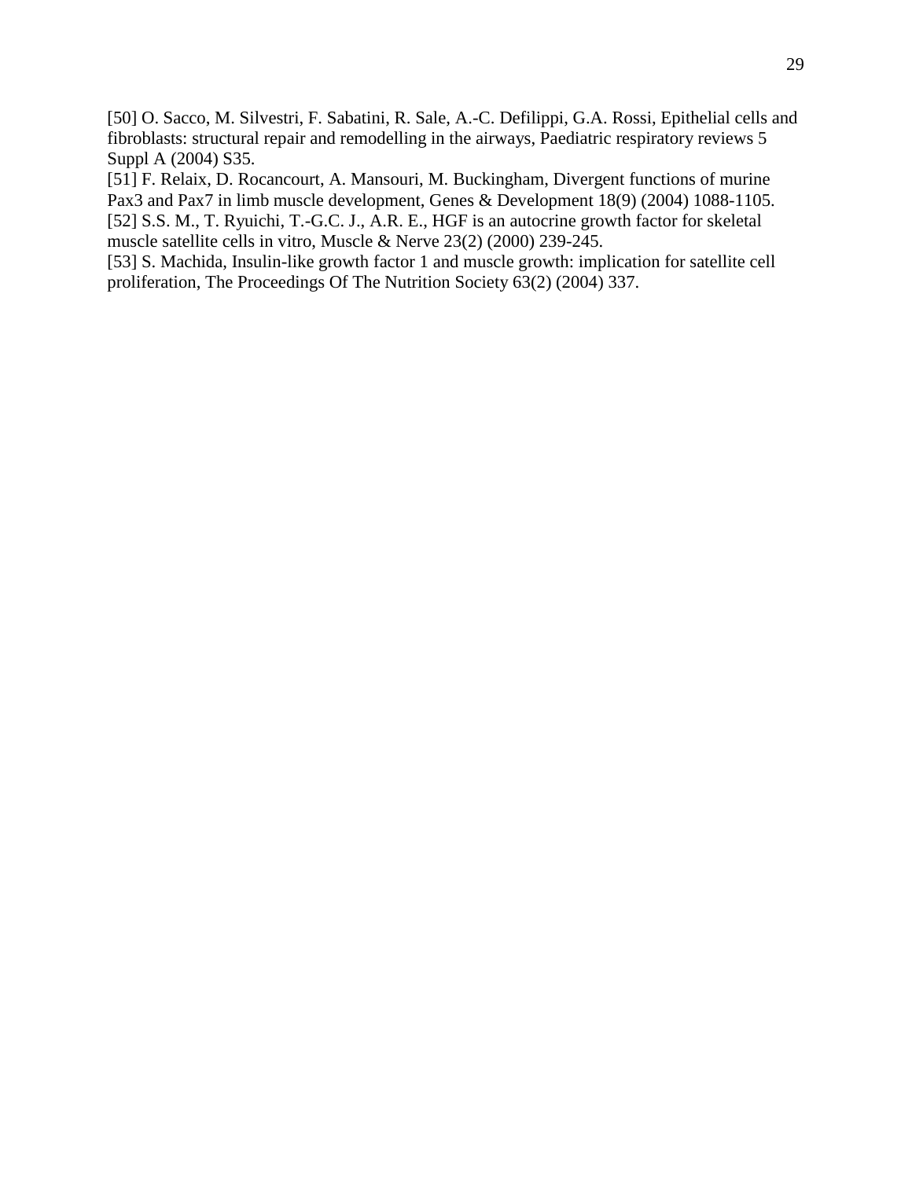[50] O. Sacco, M. Silvestri, F. Sabatini, R. Sale, A.-C. Defilippi, G.A. Rossi, Epithelial cells and fibroblasts: structural repair and remodelling in the airways, Paediatric respiratory reviews 5 Suppl A (2004) S35.

[51] F. Relaix, D. Rocancourt, A. Mansouri, M. Buckingham, Divergent functions of murine Pax3 and Pax7 in limb muscle development, Genes & Development 18(9) (2004) 1088-1105.

[52] S.S. M., T. Ryuichi, T.-G.C. J., A.R. E., HGF is an autocrine growth factor for skeletal muscle satellite cells in vitro, Muscle & Nerve 23(2) (2000) 239-245.

[53] S. Machida, Insulin-like growth factor 1 and muscle growth: implication for satellite cell proliferation, The Proceedings Of The Nutrition Society 63(2) (2004) 337.